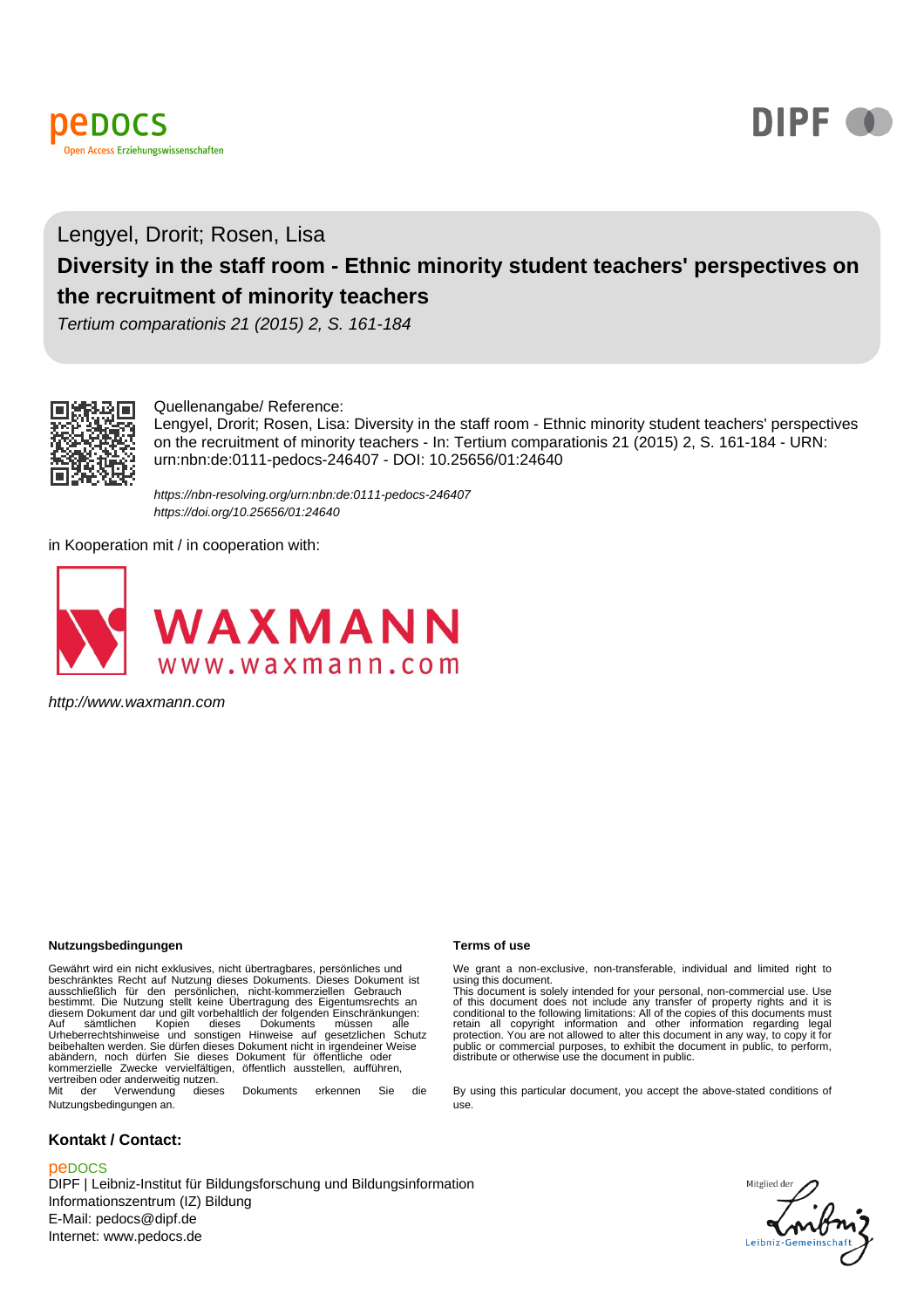Lengyel, Drorit; Rosen, Lisa

# Diversity in the staff room - Ethnic minority student teachers' perspectives on the recruitment of minority teachers

*Tertium comparationis 21 (2015) 2, S. 161-184*

Quellenangabe/ Reference:
Lengyel, Drorit; Rosen, Lisa: Diversity in the staff room - Ethnic minority student teachers' perspectives on the recruitment of minority teachers - In: Tertium comparationis 21 (2015) 2, S. 161-184 - URN: urn:nbn:de:0111-pedocs-246407 - DOI: 10.25656/01:24640

*https://nbn-resolving.org/urn:nbn:de:0111-pedocs-246407*
*https://doi.org/10.25656/01:24640*

in Kooperation mit / in cooperation with:

WAXMANN
www.waxmann.com

*http://www.waxmann.com*

**Nutzungsbedingungen**

Gewährt wird ein nicht exklusives, nicht übertragbares, persönliches und beschränktes Recht auf Nutzung dieses Dokuments. Dieses Dokument ist ausschließlich für den persönlichen, nicht-kommerziellen Gebrauch bestimmt. Die Nutzung stellt keine Übertragung des Eigentumsrechts an diesem Dokument dar und gilt vorbehaltlich der folgenden Einschränkungen: Auf sämtlichen Kopien dieses Dokuments müssen alle Urheberrechtshinweise und sonstigen Hinweise auf gesetzlichen Schutz beibehalten werden. Sie dürfen dieses Dokument nicht in irgendeiner Weise abändern, noch dürfen Sie dieses Dokument für öffentliche oder kommerzielle Zwecke vervielfältigen, öffentlich ausstellen, aufführen, vertreiben oder anderweitig nutzen.
Mit der Verwendung dieses Dokuments erkennen Sie die Nutzungsbedingungen an.

**Terms of use**

We grant a non-exclusive, non-transferable, individual and limited right to using this document.
This document is solely intended for your personal, non-commercial use. Use of this document does not include any transfer of property rights and it is conditional to the following limitations: All of the copies of this documents must retain all copyright information and other information regarding legal protection. You are not allowed to alter this document in any way, to copy it for public or commercial purposes, to exhibit the document in public, to perform, distribute or otherwise use the document in public.

By using this particular document, you accept the above-stated conditions of use.

**Kontakt / Contact:**

peDOCS
DIPF | Leibniz-Institut für Bildungsforschung und Bildungsinformation
Informationszentrum (IZ) Bildung
E-Mail: pedocs@dipf.de
Internet: www.pedocs.de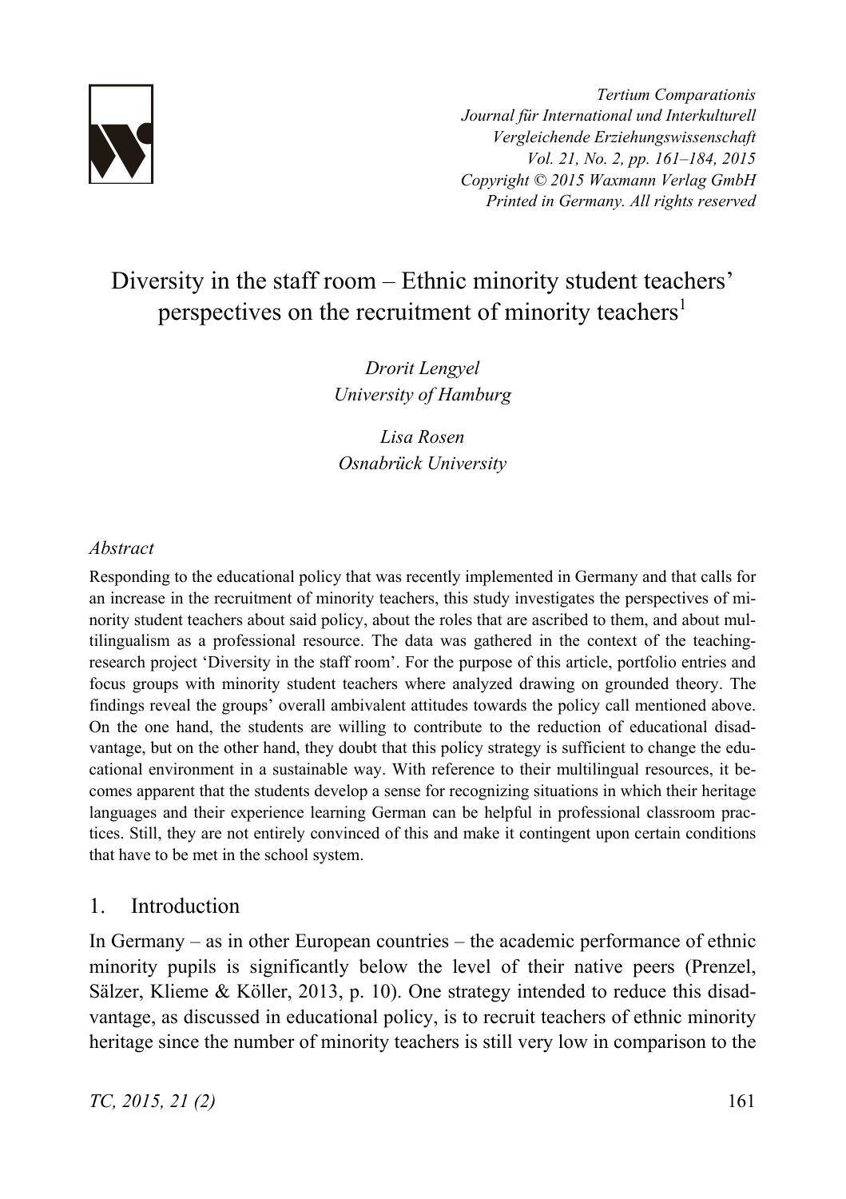# Diversity in the staff room – Ethnic minority student teachers' perspectives on the recruitment of minority teachers[1]

*Drorit Lengyel*
*University of Hamburg*

*Lisa Rosen*
*Osnabrück University*

## *Abstract*

Responding to the educational policy that was recently implemented in Germany and that calls for an increase in the recruitment of minority teachers, this study investigates the perspectives of minority student teachers about said policy, about the roles that are ascribed to them, and about multilingualism as a professional resource. The data was gathered in the context of the teaching-research project 'Diversity in the staff room'. For the purpose of this article, portfolio entries and focus groups with minority student teachers where analyzed drawing on grounded theory. The findings reveal the groups' overall ambivalent attitudes towards the policy call mentioned above. On the one hand, the students are willing to contribute to the reduction of educational disadvantage, but on the other hand, they doubt that this policy strategy is sufficient to change the educational environment in a sustainable way. With reference to their multilingual resources, it becomes apparent that the students develop a sense for recognizing situations in which their heritage languages and their experience learning German can be helpful in professional classroom practices. Still, they are not entirely convinced of this and make it contingent upon certain conditions that have to be met in the school system.

## 1. Introduction

In Germany – as in other European countries – the academic performance of ethnic minority pupils is significantly below the level of their native peers (Prenzel, Sälzer, Klieme & Köller, 2013, p. 10). One strategy intended to reduce this disadvantage, as discussed in educational policy, is to recruit teachers of ethnic minority heritage since the number of minority teachers is still very low in comparison to the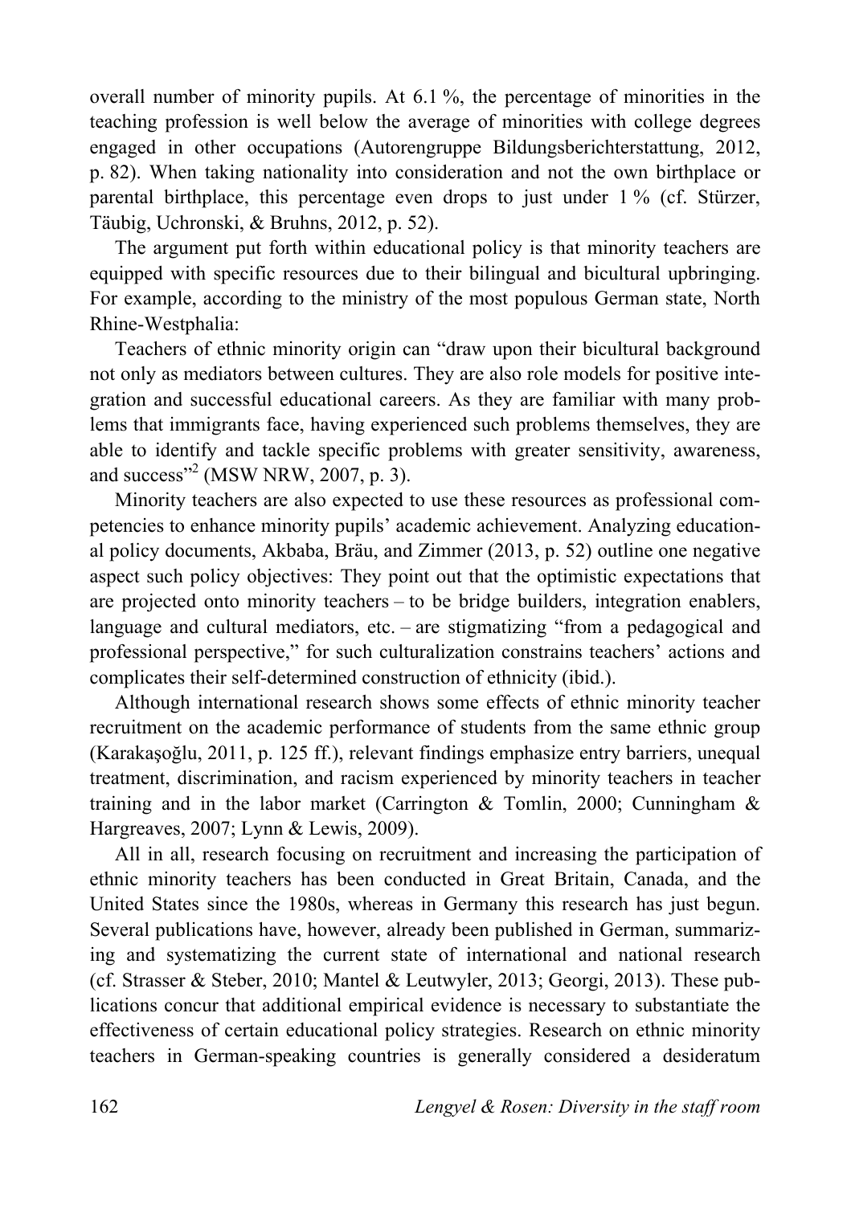overall number of minority pupils. At 6.1 %, the percentage of minorities in the teaching profession is well below the average of minorities with college degrees engaged in other occupations (Autorengruppe Bildungsberichterstattung, 2012, p. 82). When taking nationality into consideration and not the own birthplace or parental birthplace, this percentage even drops to just under 1 % (cf. Stürzer, Täubig, Uchronski, & Bruhns, 2012, p. 52).

The argument put forth within educational policy is that minority teachers are equipped with specific resources due to their bilingual and bicultural upbringing. For example, according to the ministry of the most populous German state, North Rhine-Westphalia:

Teachers of ethnic minority origin can "draw upon their bicultural background not only as mediators between cultures. They are also role models for positive integration and successful educational careers. As they are familiar with many problems that immigrants face, having experienced such problems themselves, they are able to identify and tackle specific problems with greater sensitivity, awareness, and success"[2] (MSW NRW, 2007, p. 3).

Minority teachers are also expected to use these resources as professional competencies to enhance minority pupils' academic achievement. Analyzing educational policy documents, Akbaba, Bräu, and Zimmer (2013, p. 52) outline one negative aspect such policy objectives: They point out that the optimistic expectations that are projected onto minority teachers – to be bridge builders, integration enablers, language and cultural mediators, etc. – are stigmatizing "from a pedagogical and professional perspective," for such culturalization constrains teachers' actions and complicates their self-determined construction of ethnicity (ibid.).

Although international research shows some effects of ethnic minority teacher recruitment on the academic performance of students from the same ethnic group (Karakaşoğlu, 2011, p. 125 ff.), relevant findings emphasize entry barriers, unequal treatment, discrimination, and racism experienced by minority teachers in teacher training and in the labor market (Carrington & Tomlin, 2000; Cunningham & Hargreaves, 2007; Lynn & Lewis, 2009).

All in all, research focusing on recruitment and increasing the participation of ethnic minority teachers has been conducted in Great Britain, Canada, and the United States since the 1980s, whereas in Germany this research has just begun. Several publications have, however, already been published in German, summarizing and systematizing the current state of international and national research (cf. Strasser & Steber, 2010; Mantel & Leutwyler, 2013; Georgi, 2013). These publications concur that additional empirical evidence is necessary to substantiate the effectiveness of certain educational policy strategies. Research on ethnic minority teachers in German-speaking countries is generally considered a desideratum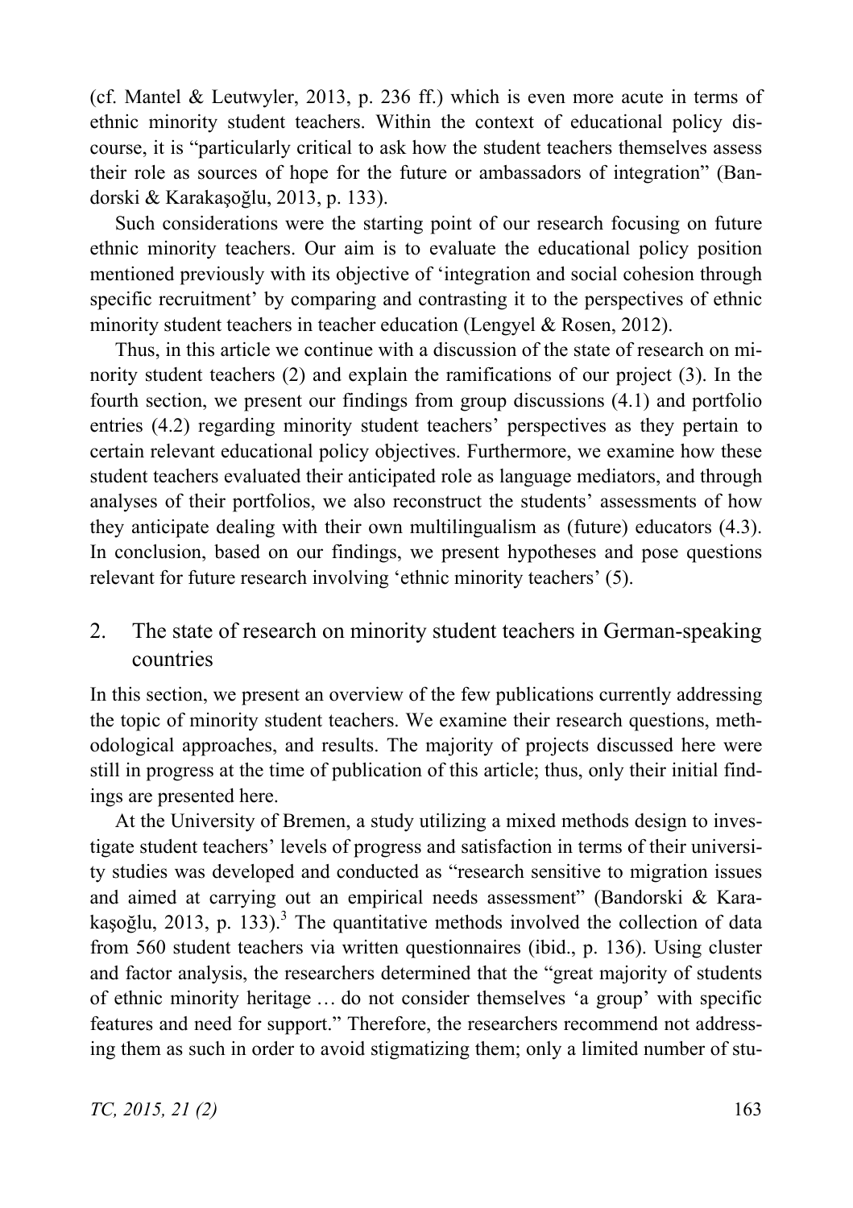(cf. Mantel & Leutwyler, 2013, p. 236 ff.) which is even more acute in terms of ethnic minority student teachers. Within the context of educational policy discourse, it is "particularly critical to ask how the student teachers themselves assess their role as sources of hope for the future or ambassadors of integration" (Bandorski & Karakaşoğlu, 2013, p. 133).

Such considerations were the starting point of our research focusing on future ethnic minority teachers. Our aim is to evaluate the educational policy position mentioned previously with its objective of 'integration and social cohesion through specific recruitment' by comparing and contrasting it to the perspectives of ethnic minority student teachers in teacher education (Lengyel & Rosen, 2012).

Thus, in this article we continue with a discussion of the state of research on minority student teachers (2) and explain the ramifications of our project (3). In the fourth section, we present our findings from group discussions (4.1) and portfolio entries (4.2) regarding minority student teachers' perspectives as they pertain to certain relevant educational policy objectives. Furthermore, we examine how these student teachers evaluated their anticipated role as language mediators, and through analyses of their portfolios, we also reconstruct the students' assessments of how they anticipate dealing with their own multilingualism as (future) educators (4.3). In conclusion, based on our findings, we present hypotheses and pose questions relevant for future research involving 'ethnic minority teachers' (5).

## 2. The state of research on minority student teachers in German-speaking countries

In this section, we present an overview of the few publications currently addressing the topic of minority student teachers. We examine their research questions, methodological approaches, and results. The majority of projects discussed here were still in progress at the time of publication of this article; thus, only their initial findings are presented here.

At the University of Bremen, a study utilizing a mixed methods design to investigate student teachers' levels of progress and satisfaction in terms of their university studies was developed and conducted as "research sensitive to migration issues and aimed at carrying out an empirical needs assessment" (Bandorski & Karakaşoğlu, 2013, p. 133).[3] The quantitative methods involved the collection of data from 560 student teachers via written questionnaires (ibid., p. 136). Using cluster and factor analysis, the researchers determined that the "great majority of students of ethnic minority heritage … do not consider themselves 'a group' with specific features and need for support." Therefore, the researchers recommend not addressing them as such in order to avoid stigmatizing them; only a limited number of stu-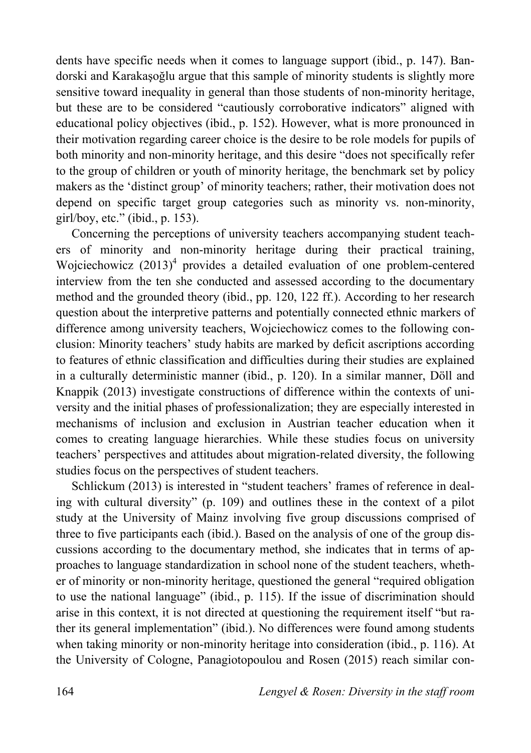dents have specific needs when it comes to language support (ibid., p. 147). Bandorski and Karakaşoğlu argue that this sample of minority students is slightly more sensitive toward inequality in general than those students of non-minority heritage, but these are to be considered "cautiously corroborative indicators" aligned with educational policy objectives (ibid., p. 152). However, what is more pronounced in their motivation regarding career choice is the desire to be role models for pupils of both minority and non-minority heritage, and this desire "does not specifically refer to the group of children or youth of minority heritage, the benchmark set by policy makers as the 'distinct group' of minority teachers; rather, their motivation does not depend on specific target group categories such as minority vs. non-minority, girl/boy, etc." (ibid., p. 153).

Concerning the perceptions of university teachers accompanying student teachers of minority and non-minority heritage during their practical training, Wojciechowicz (2013)[4] provides a detailed evaluation of one problem-centered interview from the ten she conducted and assessed according to the documentary method and the grounded theory (ibid., pp. 120, 122 ff.). According to her research question about the interpretive patterns and potentially connected ethnic markers of difference among university teachers, Wojciechowicz comes to the following conclusion: Minority teachers' study habits are marked by deficit ascriptions according to features of ethnic classification and difficulties during their studies are explained in a culturally deterministic manner (ibid., p. 120). In a similar manner, Döll and Knappik (2013) investigate constructions of difference within the contexts of university and the initial phases of professionalization; they are especially interested in mechanisms of inclusion and exclusion in Austrian teacher education when it comes to creating language hierarchies. While these studies focus on university teachers' perspectives and attitudes about migration-related diversity, the following studies focus on the perspectives of student teachers.

Schlickum (2013) is interested in "student teachers' frames of reference in dealing with cultural diversity" (p. 109) and outlines these in the context of a pilot study at the University of Mainz involving five group discussions comprised of three to five participants each (ibid.). Based on the analysis of one of the group discussions according to the documentary method, she indicates that in terms of approaches to language standardization in school none of the student teachers, whether of minority or non-minority heritage, questioned the general "required obligation to use the national language" (ibid., p. 115). If the issue of discrimination should arise in this context, it is not directed at questioning the requirement itself "but rather its general implementation" (ibid.). No differences were found among students when taking minority or non-minority heritage into consideration (ibid., p. 116). At the University of Cologne, Panagiotopoulou and Rosen (2015) reach similar con-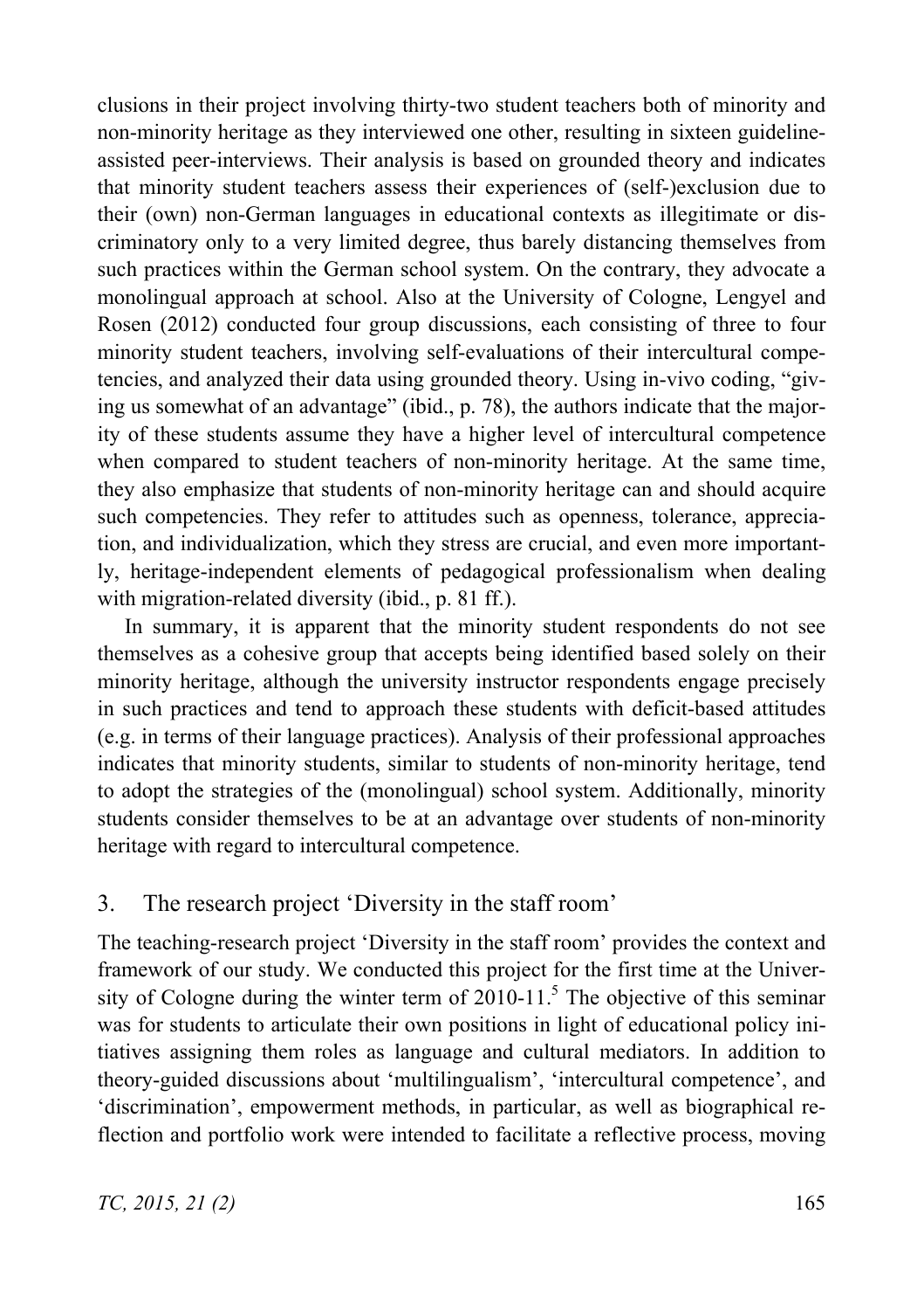clusions in their project involving thirty-two student teachers both of minority and non-minority heritage as they interviewed one other, resulting in sixteen guideline-assisted peer-interviews. Their analysis is based on grounded theory and indicates that minority student teachers assess their experiences of (self-)exclusion due to their (own) non-German languages in educational contexts as illegitimate or discriminatory only to a very limited degree, thus barely distancing themselves from such practices within the German school system. On the contrary, they advocate a monolingual approach at school. Also at the University of Cologne, Lengyel and Rosen (2012) conducted four group discussions, each consisting of three to four minority student teachers, involving self-evaluations of their intercultural competencies, and analyzed their data using grounded theory. Using in-vivo coding, "giving us somewhat of an advantage" (ibid., p. 78), the authors indicate that the majority of these students assume they have a higher level of intercultural competence when compared to student teachers of non-minority heritage. At the same time, they also emphasize that students of non-minority heritage can and should acquire such competencies. They refer to attitudes such as openness, tolerance, appreciation, and individualization, which they stress are crucial, and even more importantly, heritage-independent elements of pedagogical professionalism when dealing with migration-related diversity (ibid., p. 81 ff.).

In summary, it is apparent that the minority student respondents do not see themselves as a cohesive group that accepts being identified based solely on their minority heritage, although the university instructor respondents engage precisely in such practices and tend to approach these students with deficit-based attitudes (e.g. in terms of their language practices). Analysis of their professional approaches indicates that minority students, similar to students of non-minority heritage, tend to adopt the strategies of the (monolingual) school system. Additionally, minority students consider themselves to be at an advantage over students of non-minority heritage with regard to intercultural competence.

## 3. The research project 'Diversity in the staff room'

The teaching-research project 'Diversity in the staff room' provides the context and framework of our study. We conducted this project for the first time at the University of Cologne during the winter term of 2010-11.[5] The objective of this seminar was for students to articulate their own positions in light of educational policy initiatives assigning them roles as language and cultural mediators. In addition to theory-guided discussions about 'multilingualism', 'intercultural competence', and 'discrimination', empowerment methods, in particular, as well as biographical reflection and portfolio work were intended to facilitate a reflective process, moving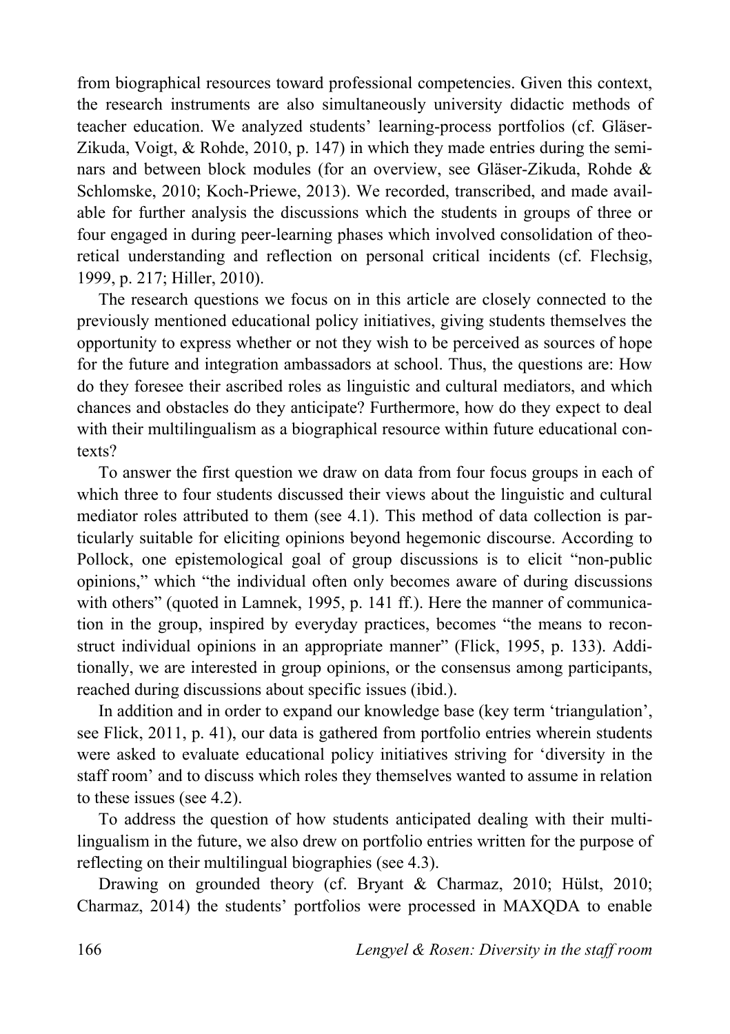from biographical resources toward professional competencies. Given this context, the research instruments are also simultaneously university didactic methods of teacher education. We analyzed students' learning-process portfolios (cf. Gläser-Zikuda, Voigt, & Rohde, 2010, p. 147) in which they made entries during the seminars and between block modules (for an overview, see Gläser-Zikuda, Rohde & Schlomske, 2010; Koch-Priewe, 2013). We recorded, transcribed, and made available for further analysis the discussions which the students in groups of three or four engaged in during peer-learning phases which involved consolidation of theoretical understanding and reflection on personal critical incidents (cf. Flechsig, 1999, p. 217; Hiller, 2010).

The research questions we focus on in this article are closely connected to the previously mentioned educational policy initiatives, giving students themselves the opportunity to express whether or not they wish to be perceived as sources of hope for the future and integration ambassadors at school. Thus, the questions are: How do they foresee their ascribed roles as linguistic and cultural mediators, and which chances and obstacles do they anticipate? Furthermore, how do they expect to deal with their multilingualism as a biographical resource within future educational contexts?

To answer the first question we draw on data from four focus groups in each of which three to four students discussed their views about the linguistic and cultural mediator roles attributed to them (see 4.1). This method of data collection is particularly suitable for eliciting opinions beyond hegemonic discourse. According to Pollock, one epistemological goal of group discussions is to elicit "non-public opinions," which "the individual often only becomes aware of during discussions with others" (quoted in Lamnek, 1995, p. 141 ff.). Here the manner of communication in the group, inspired by everyday practices, becomes "the means to reconstruct individual opinions in an appropriate manner" (Flick, 1995, p. 133). Additionally, we are interested in group opinions, or the consensus among participants, reached during discussions about specific issues (ibid.).

In addition and in order to expand our knowledge base (key term 'triangulation', see Flick, 2011, p. 41), our data is gathered from portfolio entries wherein students were asked to evaluate educational policy initiatives striving for 'diversity in the staff room' and to discuss which roles they themselves wanted to assume in relation to these issues (see 4.2).

To address the question of how students anticipated dealing with their multilingualism in the future, we also drew on portfolio entries written for the purpose of reflecting on their multilingual biographies (see 4.3).

Drawing on grounded theory (cf. Bryant & Charmaz, 2010; Hülst, 2010; Charmaz, 2014) the students' portfolios were processed in MAXQDA to enable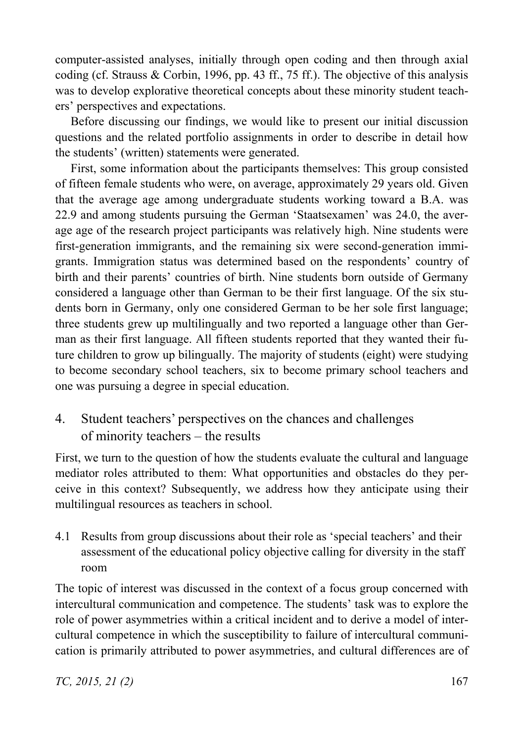computer-assisted analyses, initially through open coding and then through axial coding (cf. Strauss & Corbin, 1996, pp. 43 ff., 75 ff.). The objective of this analysis was to develop explorative theoretical concepts about these minority student teachers' perspectives and expectations.

Before discussing our findings, we would like to present our initial discussion questions and the related portfolio assignments in order to describe in detail how the students' (written) statements were generated.

First, some information about the participants themselves: This group consisted of fifteen female students who were, on average, approximately 29 years old. Given that the average age among undergraduate students working toward a B.A. was 22.9 and among students pursuing the German 'Staatsexamen' was 24.0, the average age of the research project participants was relatively high. Nine students were first-generation immigrants, and the remaining six were second-generation immigrants. Immigration status was determined based on the respondents' country of birth and their parents' countries of birth. Nine students born outside of Germany considered a language other than German to be their first language. Of the six students born in Germany, only one considered German to be her sole first language; three students grew up multilingually and two reported a language other than German as their first language. All fifteen students reported that they wanted their future children to grow up bilingually. The majority of students (eight) were studying to become secondary school teachers, six to become primary school teachers and one was pursuing a degree in special education.

## 4. Student teachers' perspectives on the chances and challenges of minority teachers – the results

First, we turn to the question of how the students evaluate the cultural and language mediator roles attributed to them: What opportunities and obstacles do they perceive in this context? Subsequently, we address how they anticipate using their multilingual resources as teachers in school.

### 4.1 Results from group discussions about their role as 'special teachers' and their assessment of the educational policy objective calling for diversity in the staff room

The topic of interest was discussed in the context of a focus group concerned with intercultural communication and competence. The students' task was to explore the role of power asymmetries within a critical incident and to derive a model of intercultural competence in which the susceptibility to failure of intercultural communication is primarily attributed to power asymmetries, and cultural differences are of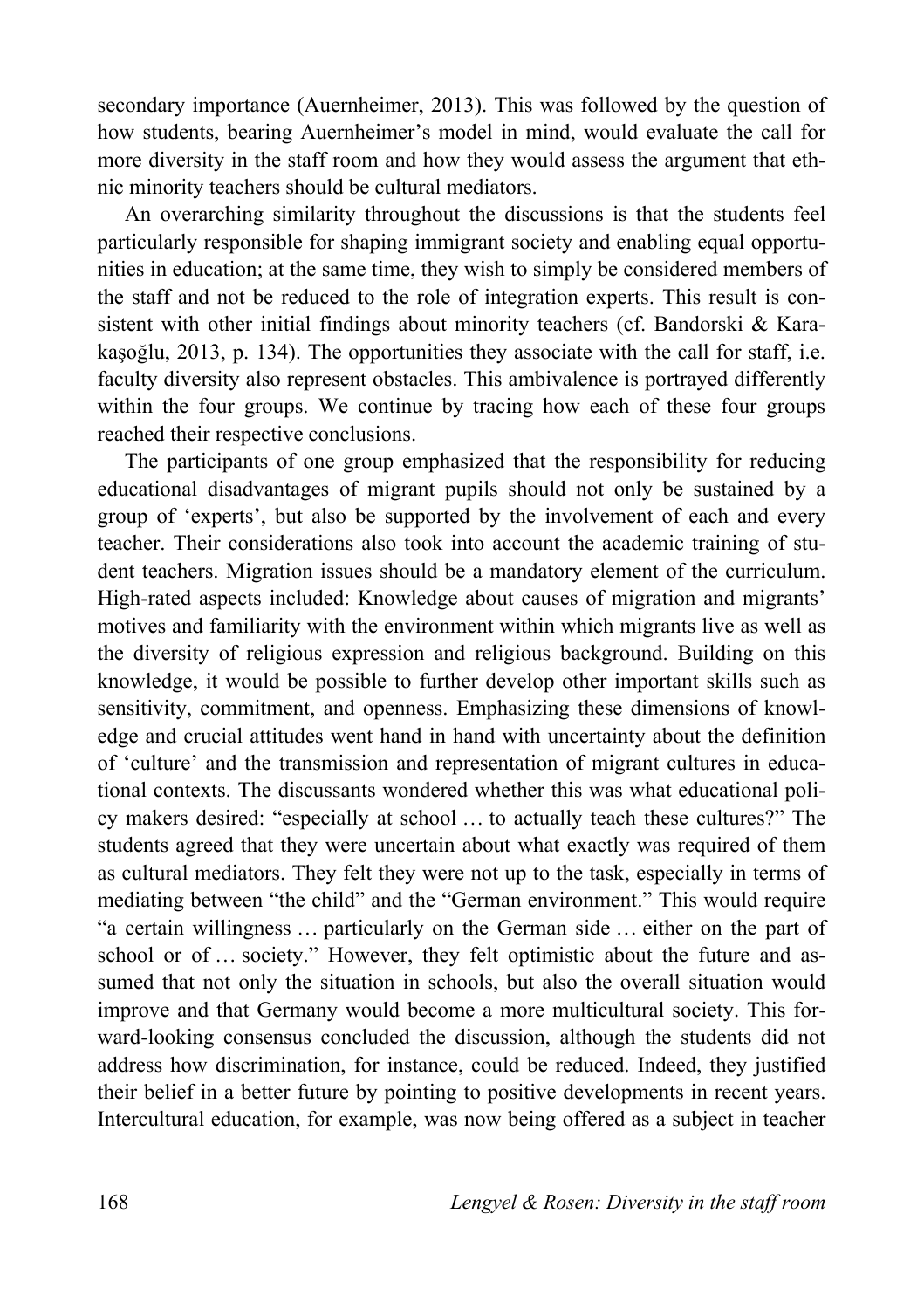secondary importance (Auernheimer, 2013). This was followed by the question of how students, bearing Auernheimer's model in mind, would evaluate the call for more diversity in the staff room and how they would assess the argument that ethnic minority teachers should be cultural mediators.

An overarching similarity throughout the discussions is that the students feel particularly responsible for shaping immigrant society and enabling equal opportunities in education; at the same time, they wish to simply be considered members of the staff and not be reduced to the role of integration experts. This result is consistent with other initial findings about minority teachers (cf. Bandorski & Karakaşoğlu, 2013, p. 134). The opportunities they associate with the call for staff, i.e. faculty diversity also represent obstacles. This ambivalence is portrayed differently within the four groups. We continue by tracing how each of these four groups reached their respective conclusions.

The participants of one group emphasized that the responsibility for reducing educational disadvantages of migrant pupils should not only be sustained by a group of 'experts', but also be supported by the involvement of each and every teacher. Their considerations also took into account the academic training of student teachers. Migration issues should be a mandatory element of the curriculum. High-rated aspects included: Knowledge about causes of migration and migrants' motives and familiarity with the environment within which migrants live as well as the diversity of religious expression and religious background. Building on this knowledge, it would be possible to further develop other important skills such as sensitivity, commitment, and openness. Emphasizing these dimensions of knowledge and crucial attitudes went hand in hand with uncertainty about the definition of 'culture' and the transmission and representation of migrant cultures in educational contexts. The discussants wondered whether this was what educational policy makers desired: "especially at school … to actually teach these cultures?" The students agreed that they were uncertain about what exactly was required of them as cultural mediators. They felt they were not up to the task, especially in terms of mediating between "the child" and the "German environment." This would require "a certain willingness … particularly on the German side … either on the part of school or of … society." However, they felt optimistic about the future and assumed that not only the situation in schools, but also the overall situation would improve and that Germany would become a more multicultural society. This forward-looking consensus concluded the discussion, although the students did not address how discrimination, for instance, could be reduced. Indeed, they justified their belief in a better future by pointing to positive developments in recent years. Intercultural education, for example, was now being offered as a subject in teacher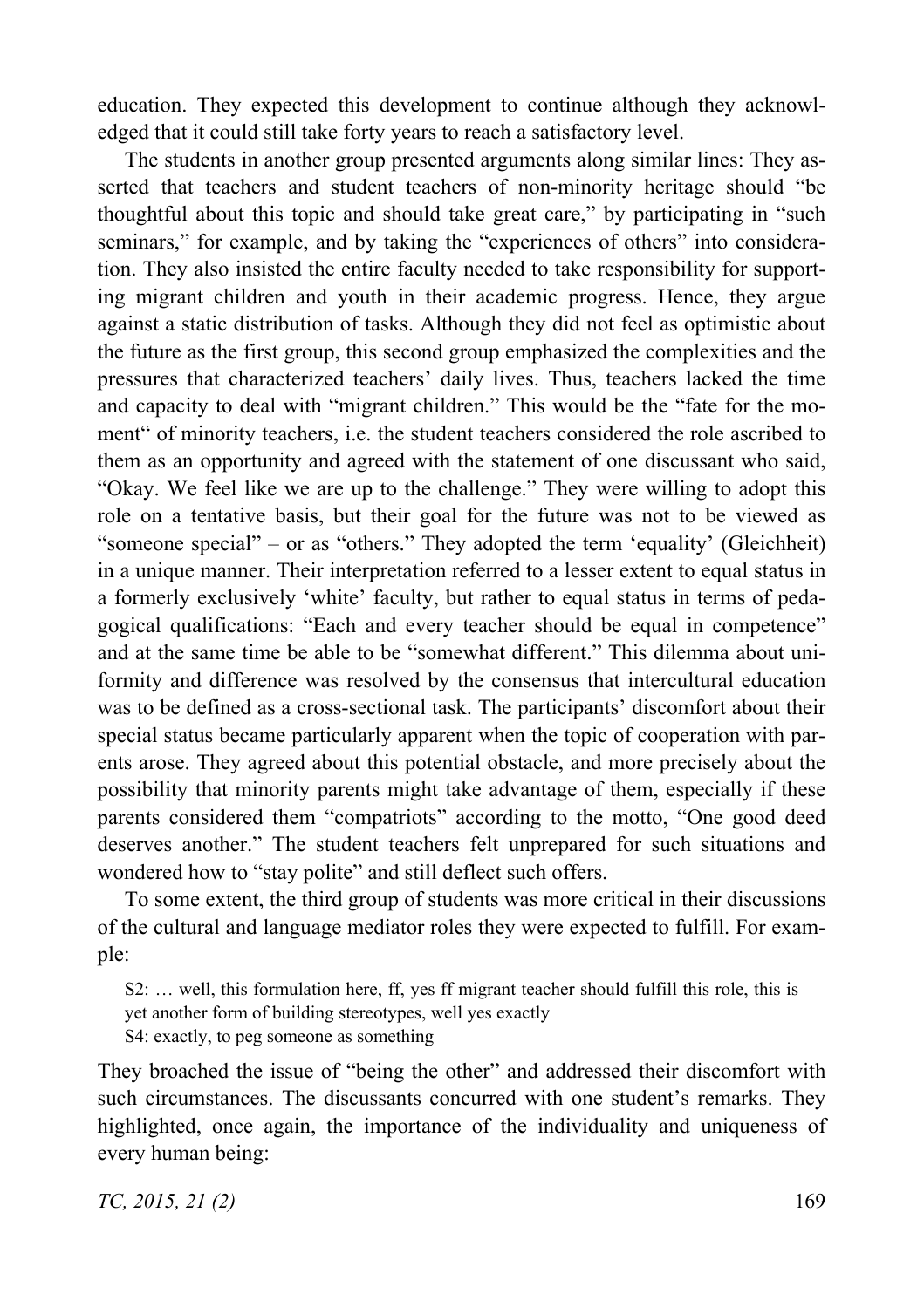education. They expected this development to continue although they acknowledged that it could still take forty years to reach a satisfactory level.

The students in another group presented arguments along similar lines: They asserted that teachers and student teachers of non-minority heritage should "be thoughtful about this topic and should take great care," by participating in "such seminars," for example, and by taking the "experiences of others" into consideration. They also insisted the entire faculty needed to take responsibility for supporting migrant children and youth in their academic progress. Hence, they argue against a static distribution of tasks. Although they did not feel as optimistic about the future as the first group, this second group emphasized the complexities and the pressures that characterized teachers' daily lives. Thus, teachers lacked the time and capacity to deal with "migrant children." This would be the "fate for the moment" of minority teachers, i.e. the student teachers considered the role ascribed to them as an opportunity and agreed with the statement of one discussant who said, "Okay. We feel like we are up to the challenge." They were willing to adopt this role on a tentative basis, but their goal for the future was not to be viewed as "someone special" – or as "others." They adopted the term 'equality' (Gleichheit) in a unique manner. Their interpretation referred to a lesser extent to equal status in a formerly exclusively 'white' faculty, but rather to equal status in terms of pedagogical qualifications: "Each and every teacher should be equal in competence" and at the same time be able to be "somewhat different." This dilemma about uniformity and difference was resolved by the consensus that intercultural education was to be defined as a cross-sectional task. The participants' discomfort about their special status became particularly apparent when the topic of cooperation with parents arose. They agreed about this potential obstacle, and more precisely about the possibility that minority parents might take advantage of them, especially if these parents considered them "compatriots" according to the motto, "One good deed deserves another." The student teachers felt unprepared for such situations and wondered how to "stay polite" and still deflect such offers.

To some extent, the third group of students was more critical in their discussions of the cultural and language mediator roles they were expected to fulfill. For example:

> S2: … well, this formulation here, ff, yes ff migrant teacher should fulfill this role, this is yet another form of building stereotypes, well yes exactly
> S4: exactly, to peg someone as something

They broached the issue of "being the other" and addressed their discomfort with such circumstances. The discussants concurred with one student's remarks. They highlighted, once again, the importance of the individuality and uniqueness of every human being: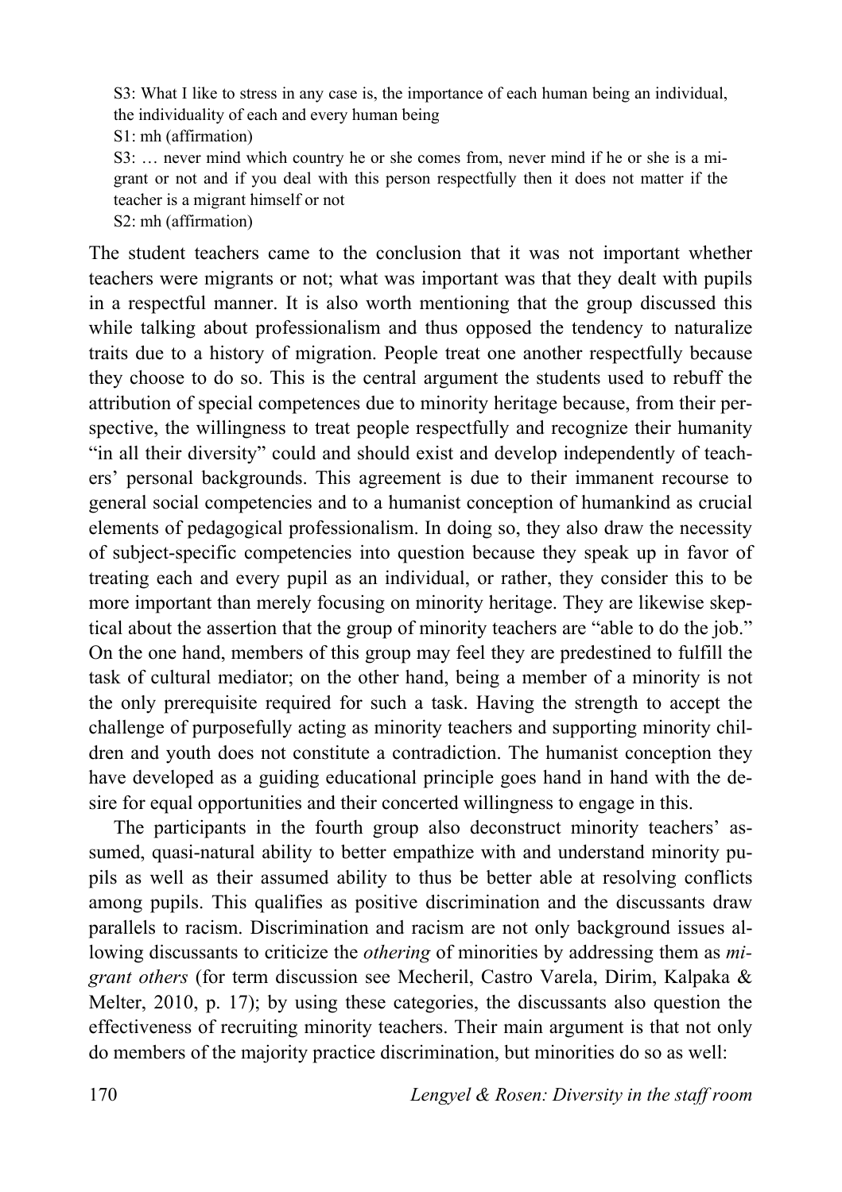S3: What I like to stress in any case is, the importance of each human being an individual, the individuality of each and every human being

S1: mh (affirmation)

S3: … never mind which country he or she comes from, never mind if he or she is a migrant or not and if you deal with this person respectfully then it does not matter if the teacher is a migrant himself or not

S2: mh (affirmation)

The student teachers came to the conclusion that it was not important whether teachers were migrants or not; what was important was that they dealt with pupils in a respectful manner. It is also worth mentioning that the group discussed this while talking about professionalism and thus opposed the tendency to naturalize traits due to a history of migration. People treat one another respectfully because they choose to do so. This is the central argument the students used to rebuff the attribution of special competences due to minority heritage because, from their perspective, the willingness to treat people respectfully and recognize their humanity "in all their diversity" could and should exist and develop independently of teachers' personal backgrounds. This agreement is due to their immanent recourse to general social competencies and to a humanist conception of humankind as crucial elements of pedagogical professionalism. In doing so, they also draw the necessity of subject-specific competencies into question because they speak up in favor of treating each and every pupil as an individual, or rather, they consider this to be more important than merely focusing on minority heritage. They are likewise skeptical about the assertion that the group of minority teachers are "able to do the job." On the one hand, members of this group may feel they are predestined to fulfill the task of cultural mediator; on the other hand, being a member of a minority is not the only prerequisite required for such a task. Having the strength to accept the challenge of purposefully acting as minority teachers and supporting minority children and youth does not constitute a contradiction. The humanist conception they have developed as a guiding educational principle goes hand in hand with the desire for equal opportunities and their concerted willingness to engage in this.

The participants in the fourth group also deconstruct minority teachers' assumed, quasi-natural ability to better empathize with and understand minority pupils as well as their assumed ability to thus be better able at resolving conflicts among pupils. This qualifies as positive discrimination and the discussants draw parallels to racism. Discrimination and racism are not only background issues allowing discussants to criticize the *othering* of minorities by addressing them as *migrant others* (for term discussion see Mecheril, Castro Varela, Dirim, Kalpaka & Melter, 2010, p. 17); by using these categories, the discussants also question the effectiveness of recruiting minority teachers. Their main argument is that not only do members of the majority practice discrimination, but minorities do so as well: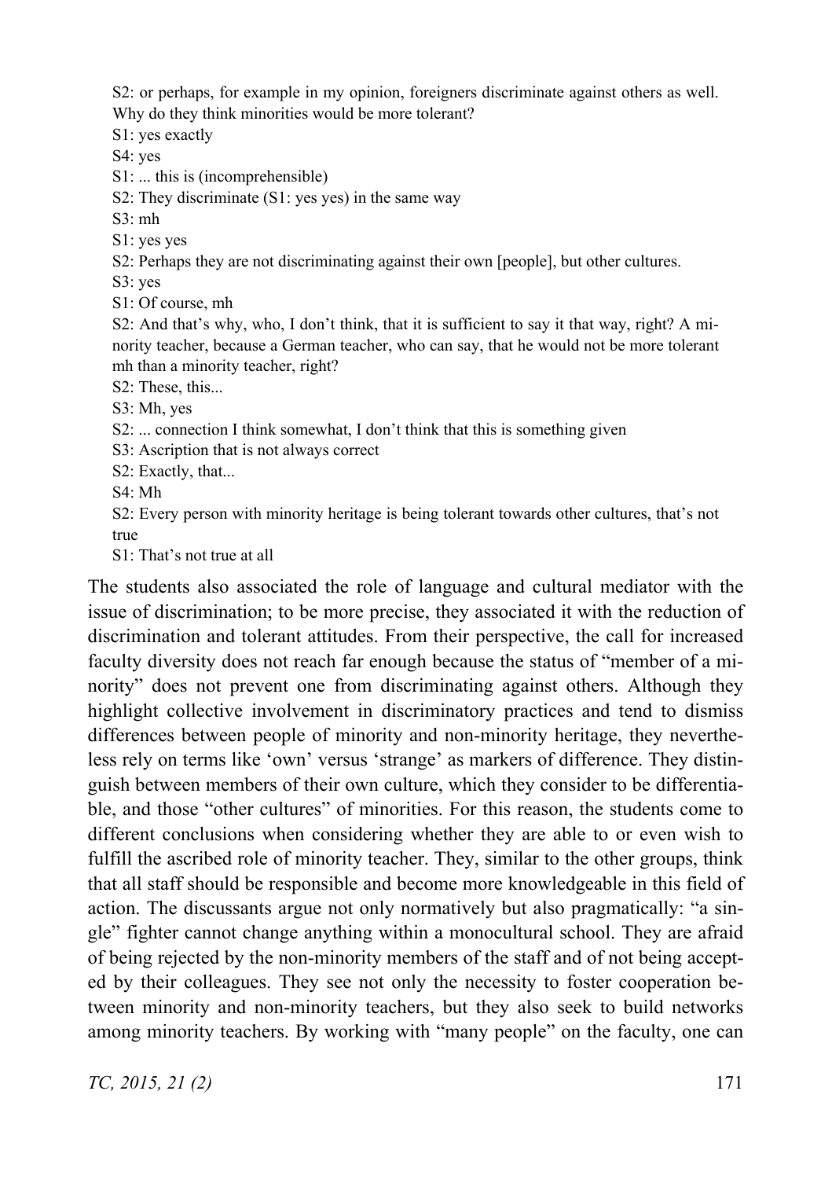S2: or perhaps, for example in my opinion, foreigners discriminate against others as well. Why do they think minorities would be more tolerant?  
S1: yes exactly  
S4: yes  
S1: ... this is (incomprehensible)  
S2: They discriminate (S1: yes yes) in the same way  
S3: mh  
S1: yes yes  
S2: Perhaps they are not discriminating against their own [people], but other cultures.  
S3: yes  
S1: Of course, mh  
S2: And that's why, who, I don't think, that it is sufficient to say it that way, right? A minority teacher, because a German teacher, who can say, that he would not be more tolerant mh than a minority teacher, right?  
S2: These, this...  
S3: Mh, yes  
S2: ... connection I think somewhat, I don't think that this is something given  
S3: Ascription that is not always correct  
S2: Exactly, that...  
S4: Mh  
S2: Every person with minority heritage is being tolerant towards other cultures, that's not true  
S1: That's not true at all

The students also associated the role of language and cultural mediator with the issue of discrimination; to be more precise, they associated it with the reduction of discrimination and tolerant attitudes. From their perspective, the call for increased faculty diversity does not reach far enough because the status of "member of a minority" does not prevent one from discriminating against others. Although they highlight collective involvement in discriminatory practices and tend to dismiss differences between people of minority and non-minority heritage, they nevertheless rely on terms like 'own' versus 'strange' as markers of difference. They distinguish between members of their own culture, which they consider to be differentiable, and those "other cultures" of minorities. For this reason, the students come to different conclusions when considering whether they are able to or even wish to fulfill the ascribed role of minority teacher. They, similar to the other groups, think that all staff should be responsible and become more knowledgeable in this field of action. The discussants argue not only normatively but also pragmatically: "a single" fighter cannot change anything within a monocultural school. They are afraid of being rejected by the non-minority members of the staff and of not being accepted by their colleagues. They see not only the necessity to foster cooperation between minority and non-minority teachers, but they also seek to build networks among minority teachers. By working with "many people" on the faculty, one can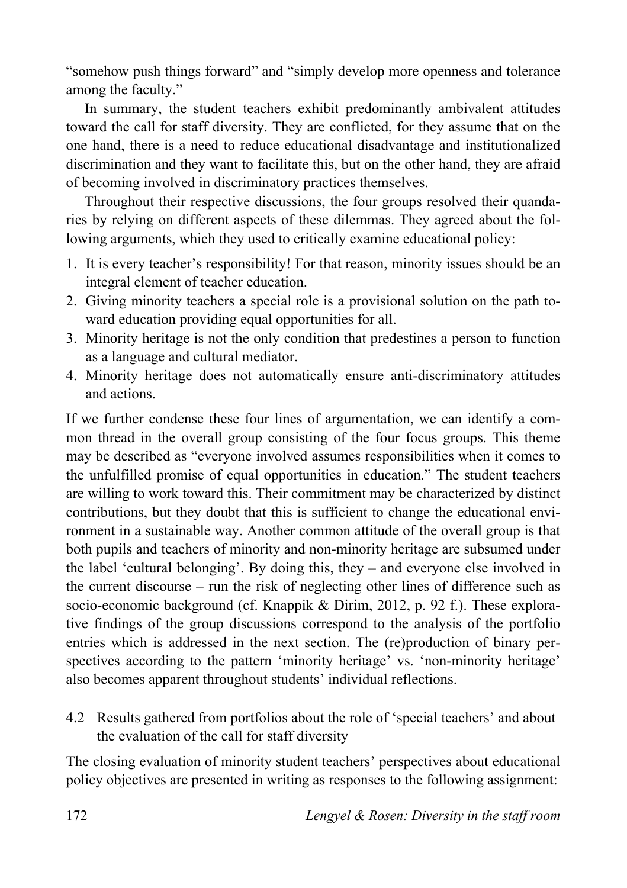"somehow push things forward" and "simply develop more openness and tolerance among the faculty."

In summary, the student teachers exhibit predominantly ambivalent attitudes toward the call for staff diversity. They are conflicted, for they assume that on the one hand, there is a need to reduce educational disadvantage and institutionalized discrimination and they want to facilitate this, but on the other hand, they are afraid of becoming involved in discriminatory practices themselves.

Throughout their respective discussions, the four groups resolved their quandaries by relying on different aspects of these dilemmas. They agreed about the following arguments, which they used to critically examine educational policy:

1. It is every teacher's responsibility! For that reason, minority issues should be an integral element of teacher education.
2. Giving minority teachers a special role is a provisional solution on the path toward education providing equal opportunities for all.
3. Minority heritage is not the only condition that predestines a person to function as a language and cultural mediator.
4. Minority heritage does not automatically ensure anti-discriminatory attitudes and actions.

If we further condense these four lines of argumentation, we can identify a common thread in the overall group consisting of the four focus groups. This theme may be described as "everyone involved assumes responsibilities when it comes to the unfulfilled promise of equal opportunities in education." The student teachers are willing to work toward this. Their commitment may be characterized by distinct contributions, but they doubt that this is sufficient to change the educational environment in a sustainable way. Another common attitude of the overall group is that both pupils and teachers of minority and non-minority heritage are subsumed under the label 'cultural belonging'. By doing this, they – and everyone else involved in the current discourse – run the risk of neglecting other lines of difference such as socio-economic background (cf. Knappik & Dirim, 2012, p. 92 f.). These explorative findings of the group discussions correspond to the analysis of the portfolio entries which is addressed in the next section. The (re)production of binary perspectives according to the pattern 'minority heritage' vs. 'non-minority heritage' also becomes apparent throughout students' individual reflections.

### 4.2 Results gathered from portfolios about the role of 'special teachers' and about the evaluation of the call for staff diversity

The closing evaluation of minority student teachers' perspectives about educational policy objectives are presented in writing as responses to the following assignment: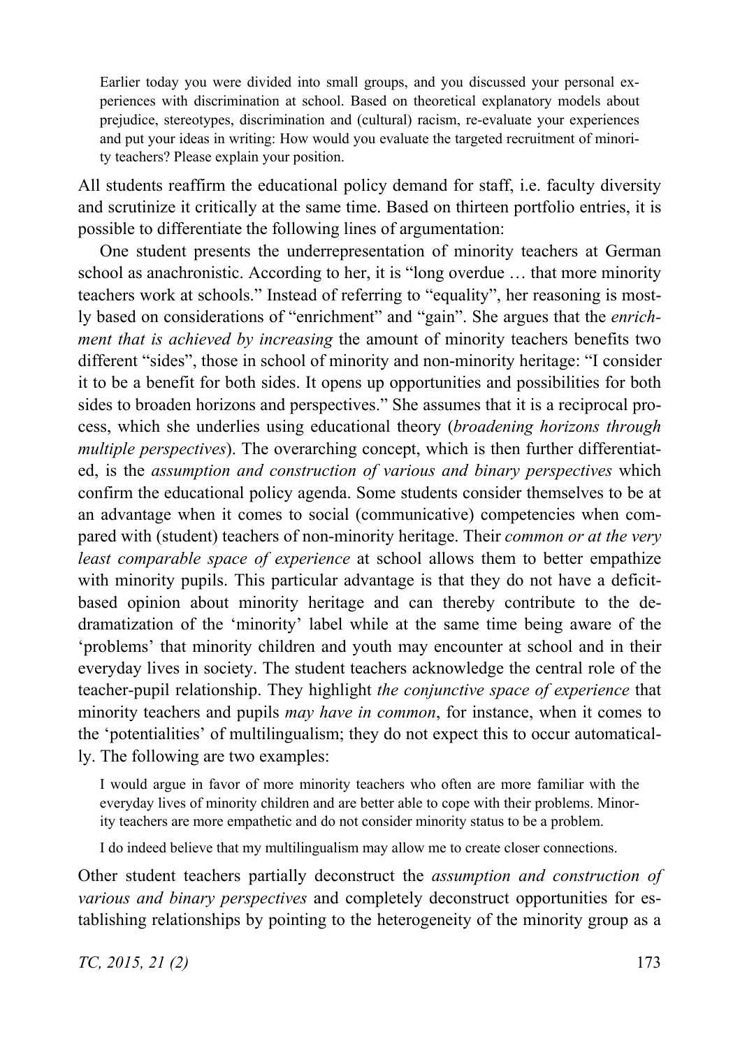> Earlier today you were divided into small groups, and you discussed your personal experiences with discrimination at school. Based on theoretical explanatory models about prejudice, stereotypes, discrimination and (cultural) racism, re-evaluate your experiences and put your ideas in writing: How would you evaluate the targeted recruitment of minority teachers? Please explain your position.

All students reaffirm the educational policy demand for staff, i.e. faculty diversity and scrutinize it critically at the same time. Based on thirteen portfolio entries, it is possible to differentiate the following lines of argumentation:

One student presents the underrepresentation of minority teachers at German school as anachronistic. According to her, it is "long overdue … that more minority teachers work at schools." Instead of referring to "equality", her reasoning is mostly based on considerations of "enrichment" and "gain". She argues that the *enrichment that is achieved by increasing* the amount of minority teachers benefits two different "sides", those in school of minority and non-minority heritage: "I consider it to be a benefit for both sides. It opens up opportunities and possibilities for both sides to broaden horizons and perspectives." She assumes that it is a reciprocal process, which she underlies using educational theory (*broadening horizons through multiple perspectives*). The overarching concept, which is then further differentiated, is the *assumption and construction of various and binary perspectives* which confirm the educational policy agenda. Some students consider themselves to be at an advantage when it comes to social (communicative) competencies when compared with (student) teachers of non-minority heritage. Their *common or at the very least comparable space of experience* at school allows them to better empathize with minority pupils. This particular advantage is that they do not have a deficit-based opinion about minority heritage and can thereby contribute to the de-dramatization of the 'minority' label while at the same time being aware of the 'problems' that minority children and youth may encounter at school and in their everyday lives in society. The student teachers acknowledge the central role of the teacher-pupil relationship. They highlight *the conjunctive space of experience* that minority teachers and pupils *may have in common*, for instance, when it comes to the 'potentialities' of multilingualism; they do not expect this to occur automatically. The following are two examples:

> I would argue in favor of more minority teachers who often are more familiar with the everyday lives of minority children and are better able to cope with their problems. Minority teachers are more empathetic and do not consider minority status to be a problem.

> I do indeed believe that my multilingualism may allow me to create closer connections.

Other student teachers partially deconstruct the *assumption and construction of various and binary perspectives* and completely deconstruct opportunities for establishing relationships by pointing to the heterogeneity of the minority group as a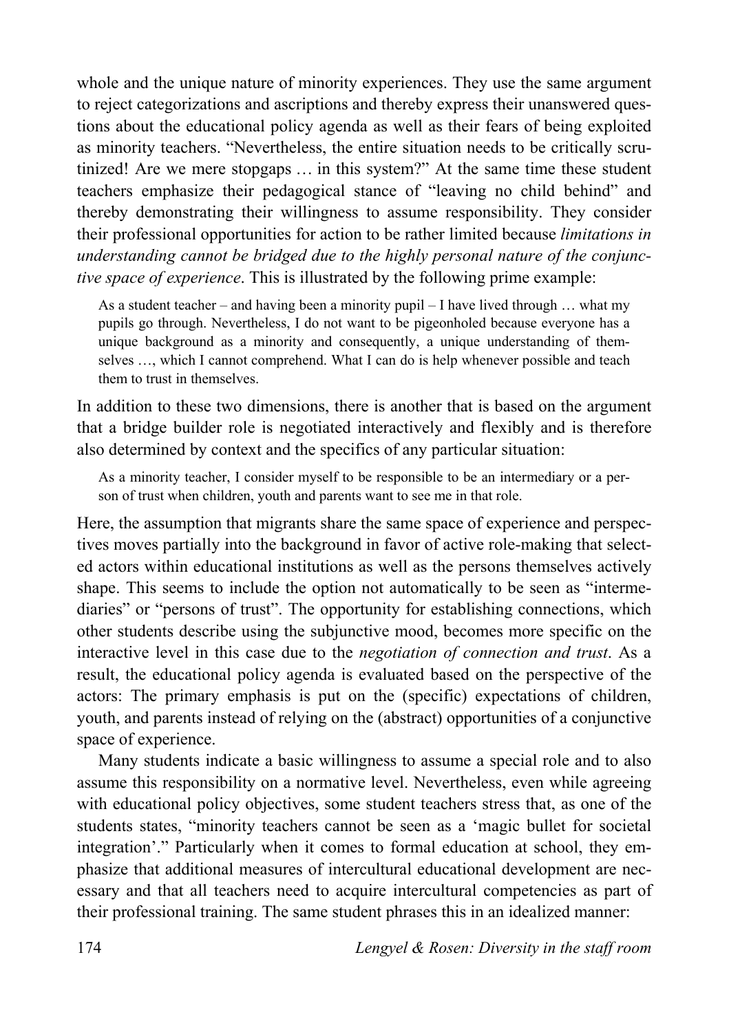whole and the unique nature of minority experiences. They use the same argument to reject categorizations and ascriptions and thereby express their unanswered questions about the educational policy agenda as well as their fears of being exploited as minority teachers. "Nevertheless, the entire situation needs to be critically scrutinized! Are we mere stopgaps … in this system?" At the same time these student teachers emphasize their pedagogical stance of "leaving no child behind" and thereby demonstrating their willingness to assume responsibility. They consider their professional opportunities for action to be rather limited because *limitations in understanding cannot be bridged due to the highly personal nature of the conjunctive space of experience*. This is illustrated by the following prime example:

> As a student teacher – and having been a minority pupil – I have lived through … what my pupils go through. Nevertheless, I do not want to be pigeonholed because everyone has a unique background as a minority and consequently, a unique understanding of themselves …, which I cannot comprehend. What I can do is help whenever possible and teach them to trust in themselves.

In addition to these two dimensions, there is another that is based on the argument that a bridge builder role is negotiated interactively and flexibly and is therefore also determined by context and the specifics of any particular situation:

> As a minority teacher, I consider myself to be responsible to be an intermediary or a person of trust when children, youth and parents want to see me in that role.

Here, the assumption that migrants share the same space of experience and perspectives moves partially into the background in favor of active role-making that selected actors within educational institutions as well as the persons themselves actively shape. This seems to include the option not automatically to be seen as "intermediaries" or "persons of trust". The opportunity for establishing connections, which other students describe using the subjunctive mood, becomes more specific on the interactive level in this case due to the *negotiation of connection and trust*. As a result, the educational policy agenda is evaluated based on the perspective of the actors: The primary emphasis is put on the (specific) expectations of children, youth, and parents instead of relying on the (abstract) opportunities of a conjunctive space of experience.

Many students indicate a basic willingness to assume a special role and to also assume this responsibility on a normative level. Nevertheless, even while agreeing with educational policy objectives, some student teachers stress that, as one of the students states, "minority teachers cannot be seen as a 'magic bullet for societal integration'." Particularly when it comes to formal education at school, they emphasize that additional measures of intercultural educational development are necessary and that all teachers need to acquire intercultural competencies as part of their professional training. The same student phrases this in an idealized manner: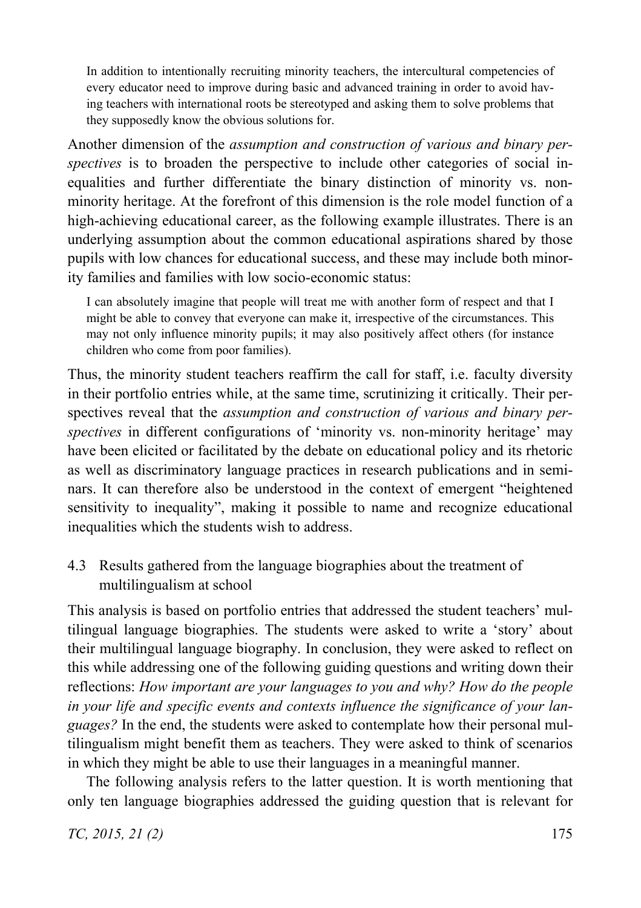> In addition to intentionally recruiting minority teachers, the intercultural competencies of every educator need to improve during basic and advanced training in order to avoid having teachers with international roots be stereotyped and asking them to solve problems that they supposedly know the obvious solutions for.

Another dimension of the *assumption and construction of various and binary perspectives* is to broaden the perspective to include other categories of social inequalities and further differentiate the binary distinction of minority vs. non-minority heritage. At the forefront of this dimension is the role model function of a high-achieving educational career, as the following example illustrates. There is an underlying assumption about the common educational aspirations shared by those pupils with low chances for educational success, and these may include both minority families and families with low socio-economic status:

> I can absolutely imagine that people will treat me with another form of respect and that I might be able to convey that everyone can make it, irrespective of the circumstances. This may not only influence minority pupils; it may also positively affect others (for instance children who come from poor families).

Thus, the minority student teachers reaffirm the call for staff, i.e. faculty diversity in their portfolio entries while, at the same time, scrutinizing it critically. Their perspectives reveal that the *assumption and construction of various and binary perspectives* in different configurations of 'minority vs. non-minority heritage' may have been elicited or facilitated by the debate on educational policy and its rhetoric as well as discriminatory language practices in research publications and in seminars. It can therefore also be understood in the context of emergent "heightened sensitivity to inequality", making it possible to name and recognize educational inequalities which the students wish to address.

### 4.3 Results gathered from the language biographies about the treatment of multilingualism at school

This analysis is based on portfolio entries that addressed the student teachers' multilingual language biographies. The students were asked to write a 'story' about their multilingual language biography. In conclusion, they were asked to reflect on this while addressing one of the following guiding questions and writing down their reflections: *How important are your languages to you and why? How do the people in your life and specific events and contexts influence the significance of your languages?* In the end, the students were asked to contemplate how their personal multilingualism might benefit them as teachers. They were asked to think of scenarios in which they might be able to use their languages in a meaningful manner.

The following analysis refers to the latter question. It is worth mentioning that only ten language biographies addressed the guiding question that is relevant for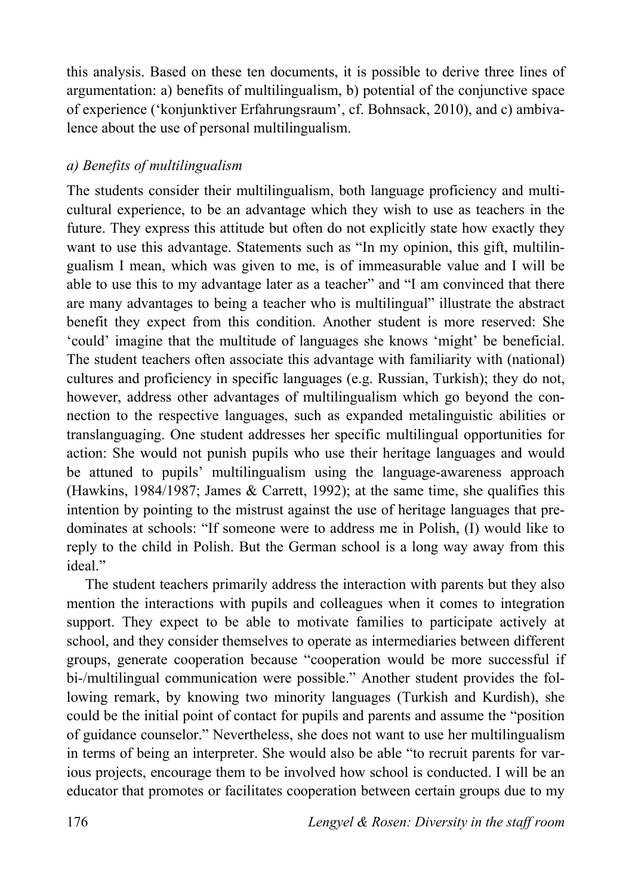this analysis. Based on these ten documents, it is possible to derive three lines of argumentation: a) benefits of multilingualism, b) potential of the conjunctive space of experience ('konjunktiver Erfahrungsraum', cf. Bohnsack, 2010), and c) ambivalence about the use of personal multilingualism.

*a) Benefits of multilingualism*

The students consider their multilingualism, both language proficiency and multicultural experience, to be an advantage which they wish to use as teachers in the future. They express this attitude but often do not explicitly state how exactly they want to use this advantage. Statements such as "In my opinion, this gift, multilingualism I mean, which was given to me, is of immeasurable value and I will be able to use this to my advantage later as a teacher" and "I am convinced that there are many advantages to being a teacher who is multilingual" illustrate the abstract benefit they expect from this condition. Another student is more reserved: She 'could' imagine that the multitude of languages she knows 'might' be beneficial. The student teachers often associate this advantage with familiarity with (national) cultures and proficiency in specific languages (e.g. Russian, Turkish); they do not, however, address other advantages of multilingualism which go beyond the connection to the respective languages, such as expanded metalinguistic abilities or translanguaging. One student addresses her specific multilingual opportunities for action: She would not punish pupils who use their heritage languages and would be attuned to pupils' multilingualism using the language-awareness approach (Hawkins, 1984/1987; James & Carrett, 1992); at the same time, she qualifies this intention by pointing to the mistrust against the use of heritage languages that predominates at schools: "If someone were to address me in Polish, (I) would like to reply to the child in Polish. But the German school is a long way away from this ideal."

The student teachers primarily address the interaction with parents but they also mention the interactions with pupils and colleagues when it comes to integration support. They expect to be able to motivate families to participate actively at school, and they consider themselves to operate as intermediaries between different groups, generate cooperation because "cooperation would be more successful if bi-/multilingual communication were possible." Another student provides the following remark, by knowing two minority languages (Turkish and Kurdish), she could be the initial point of contact for pupils and parents and assume the "position of guidance counselor." Nevertheless, she does not want to use her multilingualism in terms of being an interpreter. She would also be able "to recruit parents for various projects, encourage them to be involved how school is conducted. I will be an educator that promotes or facilitates cooperation between certain groups due to my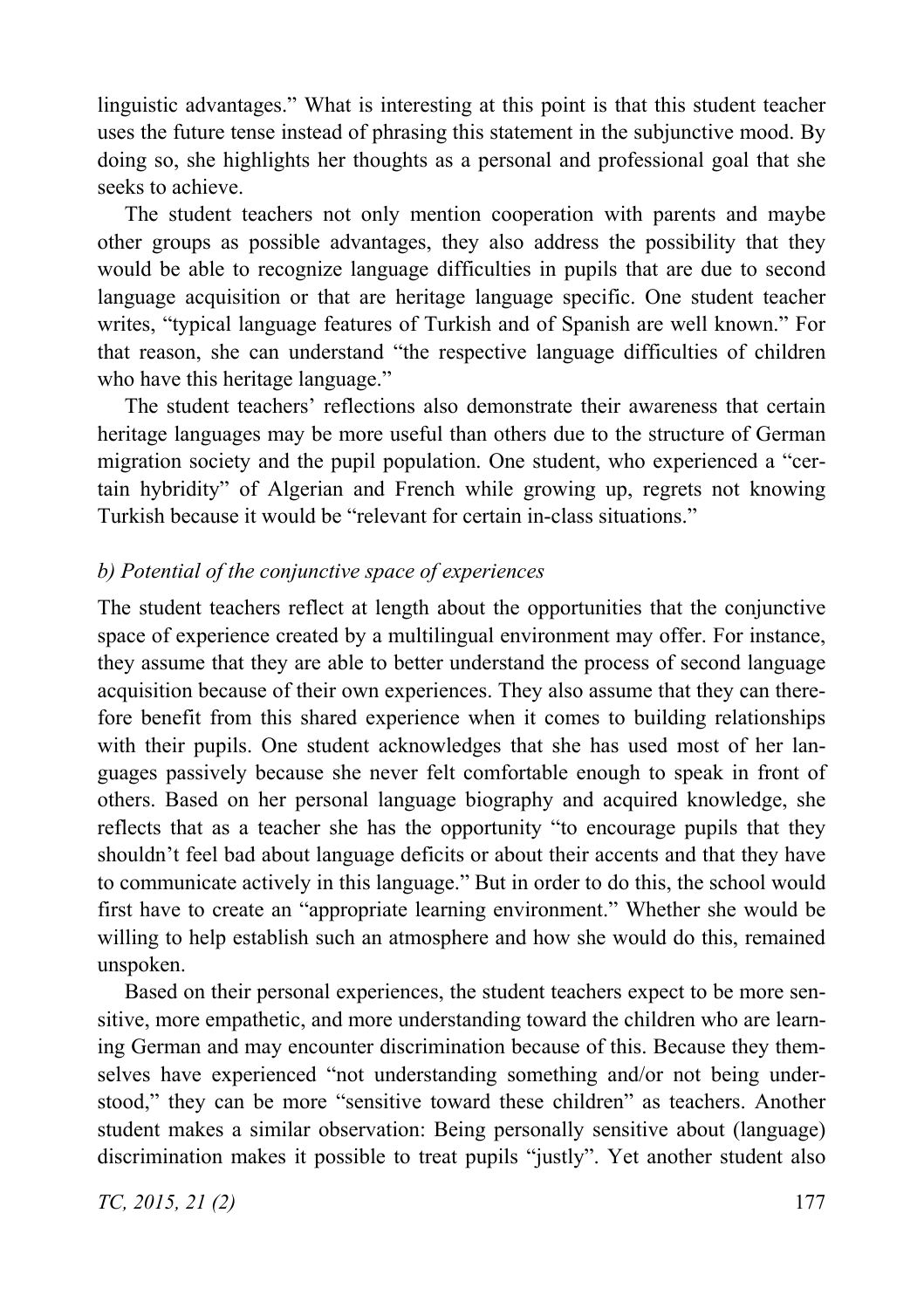linguistic advantages." What is interesting at this point is that this student teacher uses the future tense instead of phrasing this statement in the subjunctive mood. By doing so, she highlights her thoughts as a personal and professional goal that she seeks to achieve.

The student teachers not only mention cooperation with parents and maybe other groups as possible advantages, they also address the possibility that they would be able to recognize language difficulties in pupils that are due to second language acquisition or that are heritage language specific. One student teacher writes, "typical language features of Turkish and of Spanish are well known." For that reason, she can understand "the respective language difficulties of children who have this heritage language."

The student teachers' reflections also demonstrate their awareness that certain heritage languages may be more useful than others due to the structure of German migration society and the pupil population. One student, who experienced a "certain hybridity" of Algerian and French while growing up, regrets not knowing Turkish because it would be "relevant for certain in-class situations."

*b) Potential of the conjunctive space of experiences*

The student teachers reflect at length about the opportunities that the conjunctive space of experience created by a multilingual environment may offer. For instance, they assume that they are able to better understand the process of second language acquisition because of their own experiences. They also assume that they can therefore benefit from this shared experience when it comes to building relationships with their pupils. One student acknowledges that she has used most of her languages passively because she never felt comfortable enough to speak in front of others. Based on her personal language biography and acquired knowledge, she reflects that as a teacher she has the opportunity "to encourage pupils that they shouldn't feel bad about language deficits or about their accents and that they have to communicate actively in this language." But in order to do this, the school would first have to create an "appropriate learning environment." Whether she would be willing to help establish such an atmosphere and how she would do this, remained unspoken.

Based on their personal experiences, the student teachers expect to be more sensitive, more empathetic, and more understanding toward the children who are learning German and may encounter discrimination because of this. Because they themselves have experienced "not understanding something and/or not being understood," they can be more "sensitive toward these children" as teachers. Another student makes a similar observation: Being personally sensitive about (language) discrimination makes it possible to treat pupils "justly". Yet another student also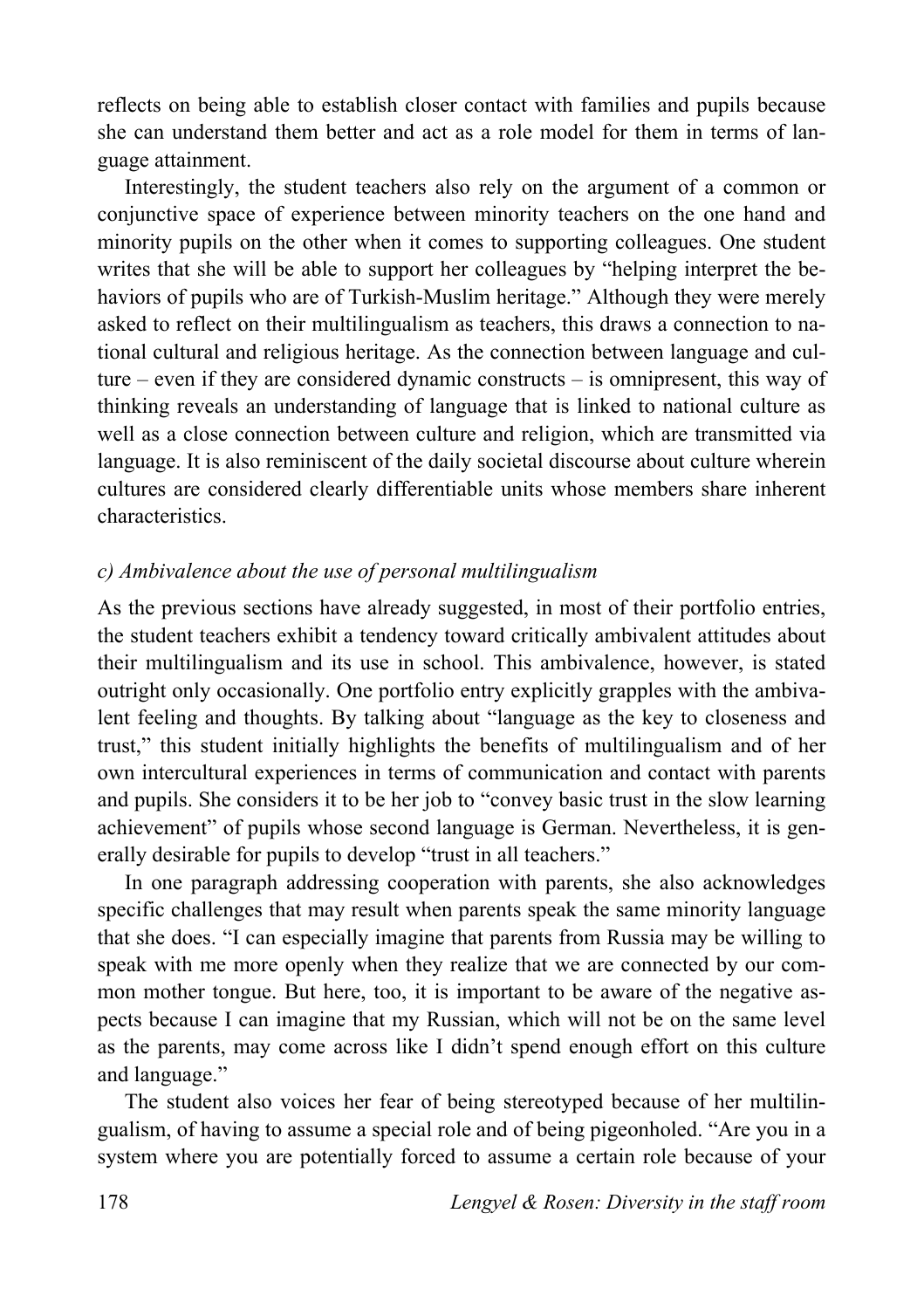reflects on being able to establish closer contact with families and pupils because she can understand them better and act as a role model for them in terms of language attainment.

Interestingly, the student teachers also rely on the argument of a common or conjunctive space of experience between minority teachers on the one hand and minority pupils on the other when it comes to supporting colleagues. One student writes that she will be able to support her colleagues by "helping interpret the behaviors of pupils who are of Turkish-Muslim heritage." Although they were merely asked to reflect on their multilingualism as teachers, this draws a connection to national cultural and religious heritage. As the connection between language and culture – even if they are considered dynamic constructs – is omnipresent, this way of thinking reveals an understanding of language that is linked to national culture as well as a close connection between culture and religion, which are transmitted via language. It is also reminiscent of the daily societal discourse about culture wherein cultures are considered clearly differentiable units whose members share inherent characteristics.

*c) Ambivalence about the use of personal multilingualism*

As the previous sections have already suggested, in most of their portfolio entries, the student teachers exhibit a tendency toward critically ambivalent attitudes about their multilingualism and its use in school. This ambivalence, however, is stated outright only occasionally. One portfolio entry explicitly grapples with the ambivalent feeling and thoughts. By talking about "language as the key to closeness and trust," this student initially highlights the benefits of multilingualism and of her own intercultural experiences in terms of communication and contact with parents and pupils. She considers it to be her job to "convey basic trust in the slow learning achievement" of pupils whose second language is German. Nevertheless, it is generally desirable for pupils to develop "trust in all teachers."

In one paragraph addressing cooperation with parents, she also acknowledges specific challenges that may result when parents speak the same minority language that she does. "I can especially imagine that parents from Russia may be willing to speak with me more openly when they realize that we are connected by our common mother tongue. But here, too, it is important to be aware of the negative aspects because I can imagine that my Russian, which will not be on the same level as the parents, may come across like I didn't spend enough effort on this culture and language."

The student also voices her fear of being stereotyped because of her multilingualism, of having to assume a special role and of being pigeonholed. "Are you in a system where you are potentially forced to assume a certain role because of your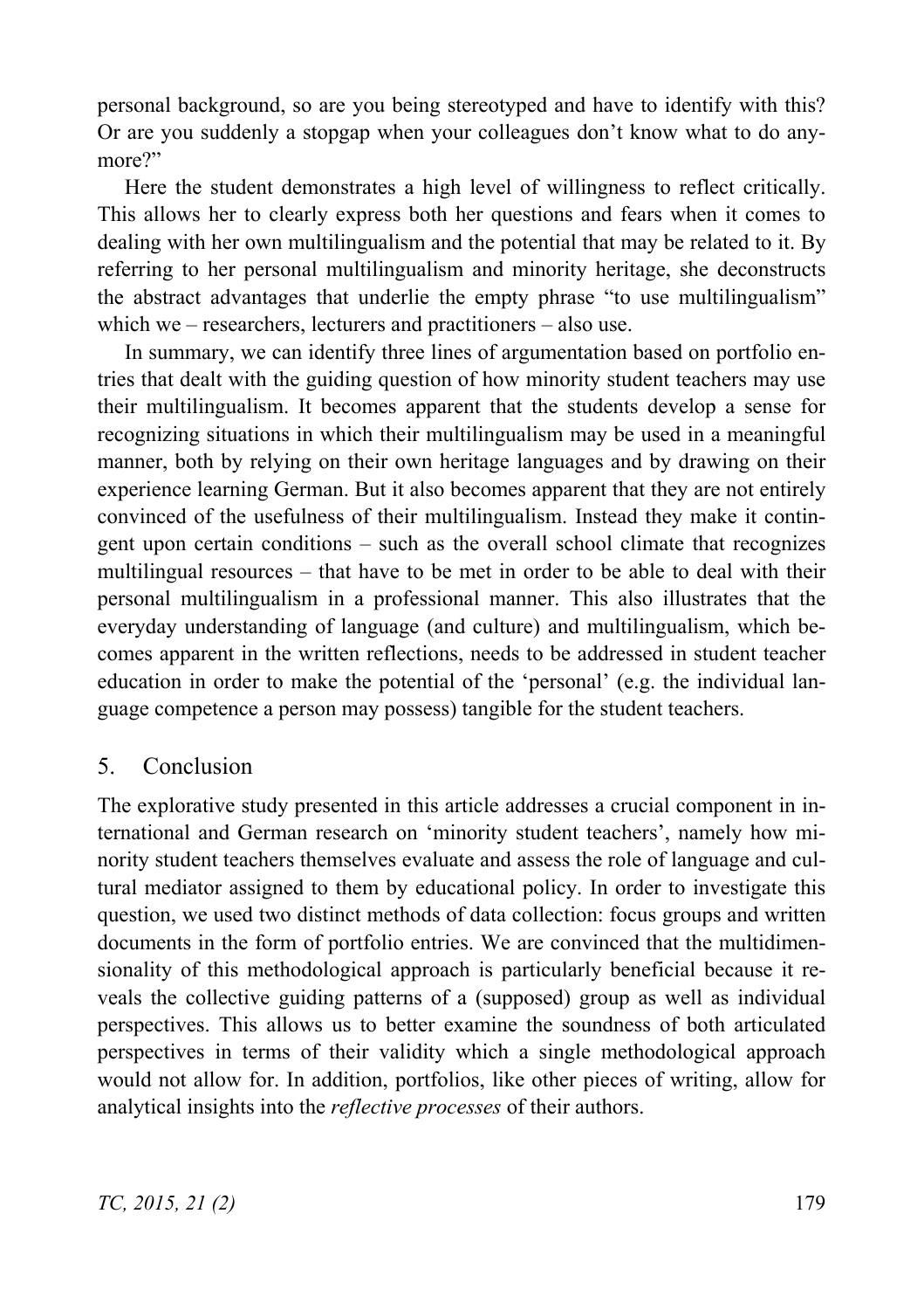personal background, so are you being stereotyped and have to identify with this? Or are you suddenly a stopgap when your colleagues don't know what to do anymore?"

Here the student demonstrates a high level of willingness to reflect critically. This allows her to clearly express both her questions and fears when it comes to dealing with her own multilingualism and the potential that may be related to it. By referring to her personal multilingualism and minority heritage, she deconstructs the abstract advantages that underlie the empty phrase "to use multilingualism" which we – researchers, lecturers and practitioners – also use.

In summary, we can identify three lines of argumentation based on portfolio entries that dealt with the guiding question of how minority student teachers may use their multilingualism. It becomes apparent that the students develop a sense for recognizing situations in which their multilingualism may be used in a meaningful manner, both by relying on their own heritage languages and by drawing on their experience learning German. But it also becomes apparent that they are not entirely convinced of the usefulness of their multilingualism. Instead they make it contingent upon certain conditions – such as the overall school climate that recognizes multilingual resources – that have to be met in order to be able to deal with their personal multilingualism in a professional manner. This also illustrates that the everyday understanding of language (and culture) and multilingualism, which becomes apparent in the written reflections, needs to be addressed in student teacher education in order to make the potential of the 'personal' (e.g. the individual language competence a person may possess) tangible for the student teachers.

## 5. Conclusion

The explorative study presented in this article addresses a crucial component in international and German research on 'minority student teachers', namely how minority student teachers themselves evaluate and assess the role of language and cultural mediator assigned to them by educational policy. In order to investigate this question, we used two distinct methods of data collection: focus groups and written documents in the form of portfolio entries. We are convinced that the multidimensionality of this methodological approach is particularly beneficial because it reveals the collective guiding patterns of a (supposed) group as well as individual perspectives. This allows us to better examine the soundness of both articulated perspectives in terms of their validity which a single methodological approach would not allow for. In addition, portfolios, like other pieces of writing, allow for analytical insights into the *reflective processes* of their authors.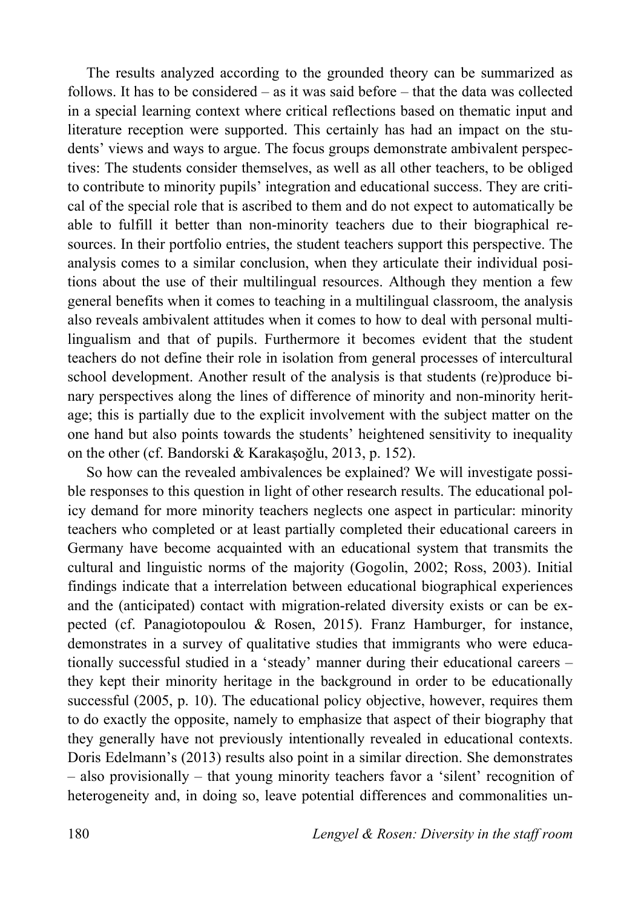The results analyzed according to the grounded theory can be summarized as follows. It has to be considered – as it was said before – that the data was collected in a special learning context where critical reflections based on thematic input and literature reception were supported. This certainly has had an impact on the students' views and ways to argue. The focus groups demonstrate ambivalent perspectives: The students consider themselves, as well as all other teachers, to be obliged to contribute to minority pupils' integration and educational success. They are critical of the special role that is ascribed to them and do not expect to automatically be able to fulfill it better than non-minority teachers due to their biographical resources. In their portfolio entries, the student teachers support this perspective. The analysis comes to a similar conclusion, when they articulate their individual positions about the use of their multilingual resources. Although they mention a few general benefits when it comes to teaching in a multilingual classroom, the analysis also reveals ambivalent attitudes when it comes to how to deal with personal multilingualism and that of pupils. Furthermore it becomes evident that the student teachers do not define their role in isolation from general processes of intercultural school development. Another result of the analysis is that students (re)produce binary perspectives along the lines of difference of minority and non-minority heritage; this is partially due to the explicit involvement with the subject matter on the one hand but also points towards the students' heightened sensitivity to inequality on the other (cf. Bandorski & Karakaşoğlu, 2013, p. 152).

So how can the revealed ambivalences be explained? We will investigate possible responses to this question in light of other research results. The educational policy demand for more minority teachers neglects one aspect in particular: minority teachers who completed or at least partially completed their educational careers in Germany have become acquainted with an educational system that transmits the cultural and linguistic norms of the majority (Gogolin, 2002; Ross, 2003). Initial findings indicate that a interrelation between educational biographical experiences and the (anticipated) contact with migration-related diversity exists or can be expected (cf. Panagiotopoulou & Rosen, 2015). Franz Hamburger, for instance, demonstrates in a survey of qualitative studies that immigrants who were educationally successful studied in a 'steady' manner during their educational careers – they kept their minority heritage in the background in order to be educationally successful (2005, p. 10). The educational policy objective, however, requires them to do exactly the opposite, namely to emphasize that aspect of their biography that they generally have not previously intentionally revealed in educational contexts. Doris Edelmann's (2013) results also point in a similar direction. She demonstrates – also provisionally – that young minority teachers favor a 'silent' recognition of heterogeneity and, in doing so, leave potential differences and commonalities un-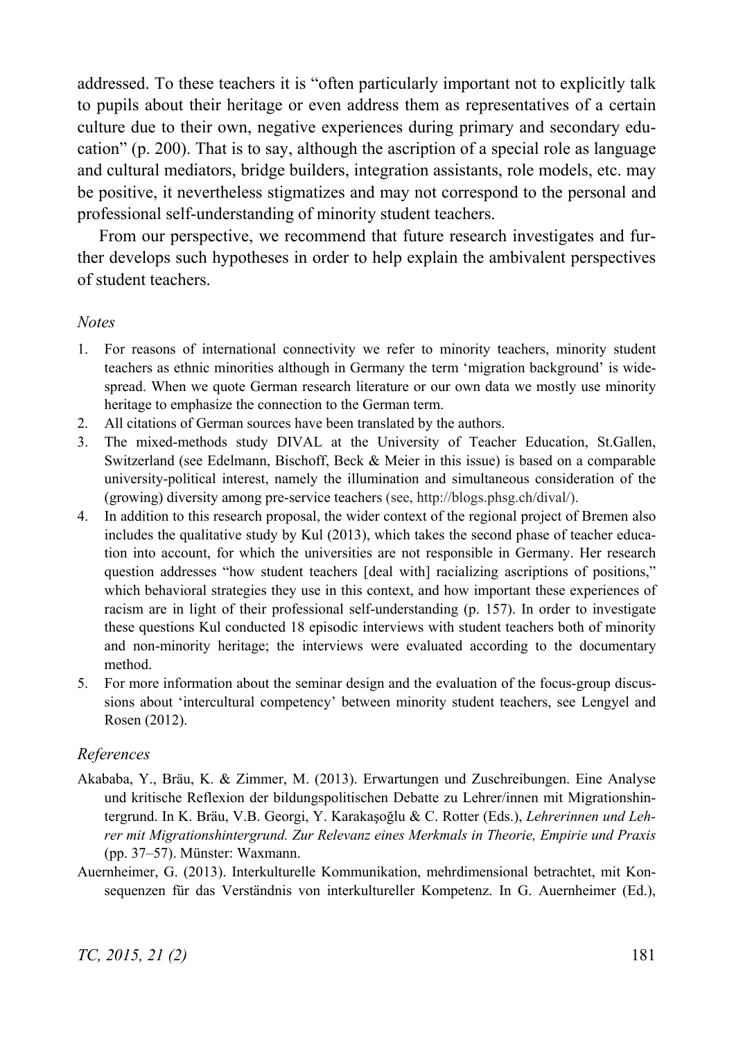addressed. To these teachers it is "often particularly important not to explicitly talk to pupils about their heritage or even address them as representatives of a certain culture due to their own, negative experiences during primary and secondary education" (p. 200). That is to say, although the ascription of a special role as language and cultural mediators, bridge builders, integration assistants, role models, etc. may be positive, it nevertheless stigmatizes and may not correspond to the personal and professional self-understanding of minority student teachers.

From our perspective, we recommend that future research investigates and further develops such hypotheses in order to help explain the ambivalent perspectives of student teachers.

### *Notes*

1. For reasons of international connectivity we refer to minority teachers, minority student teachers as ethnic minorities although in Germany the term 'migration background' is widespread. When we quote German research literature or our own data we mostly use minority heritage to emphasize the connection to the German term.
2. All citations of German sources have been translated by the authors.
3. The mixed-methods study DIVAL at the University of Teacher Education, St.Gallen, Switzerland (see Edelmann, Bischoff, Beck & Meier in this issue) is based on a comparable university-political interest, namely the illumination and simultaneous consideration of the (growing) diversity among pre-service teachers (see, http://blogs.phsg.ch/dival/).
4. In addition to this research proposal, the wider context of the regional project of Bremen also includes the qualitative study by Kul (2013), which takes the second phase of teacher education into account, for which the universities are not responsible in Germany. Her research question addresses "how student teachers [deal with] racializing ascriptions of positions," which behavioral strategies they use in this context, and how important these experiences of racism are in light of their professional self-understanding (p. 157). In order to investigate these questions Kul conducted 18 episodic interviews with student teachers both of minority and non-minority heritage; the interviews were evaluated according to the documentary method.
5. For more information about the seminar design and the evaluation of the focus-group discussions about 'intercultural competency' between minority student teachers, see Lengyel and Rosen (2012).

### *References*

Akababa, Y., Bräu, K. & Zimmer, M. (2013). Erwartungen und Zuschreibungen. Eine Analyse und kritische Reflexion der bildungspolitischen Debatte zu Lehrer/innen mit Migrationshintergrund. In K. Bräu, V.B. Georgi, Y. Karakaşoğlu & C. Rotter (Eds.), *Lehrerinnen und Lehrer mit Migrationshintergrund. Zur Relevanz eines Merkmals in Theorie, Empirie und Praxis* (pp. 37–57). Münster: Waxmann.

Auernheimer, G. (2013). Interkulturelle Kommunikation, mehrdimensional betrachtet, mit Konsequenzen für das Verständnis von interkultureller Kompetenz. In G. Auernheimer (Ed.),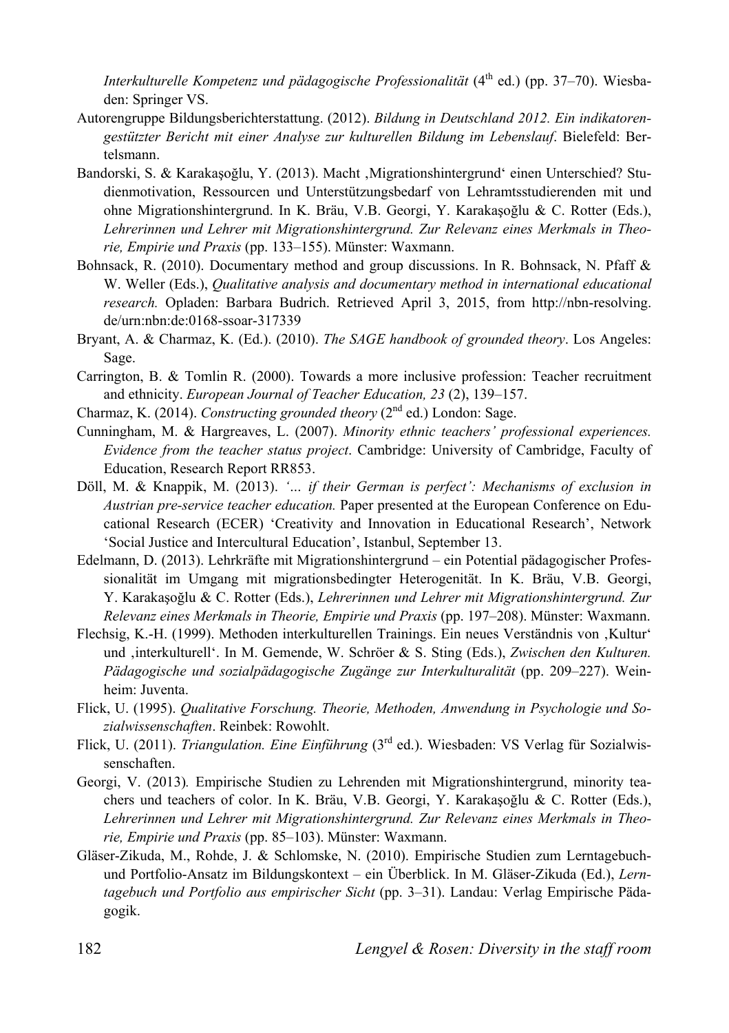*Interkulturelle Kompetenz und pädagogische Professionalität* (4th ed.) (pp. 37–70). Wiesbaden: Springer VS.

Autorengruppe Bildungsberichterstattung. (2012). *Bildung in Deutschland 2012. Ein indikatorengestützter Bericht mit einer Analyse zur kulturellen Bildung im Lebenslauf*. Bielefeld: Bertelsmann.

Bandorski, S. & Karakaşoğlu, Y. (2013). Macht ‚Migrationshintergrund' einen Unterschied? Studienmotivation, Ressourcen und Unterstützungsbedarf von Lehramtsstudierenden mit und ohne Migrationshintergrund. In K. Bräu, V.B. Georgi, Y. Karakaşoğlu & C. Rotter (Eds.), *Lehrerinnen und Lehrer mit Migrationshintergrund. Zur Relevanz eines Merkmals in Theorie, Empirie und Praxis* (pp. 133–155). Münster: Waxmann.

Bohnsack, R. (2010). Documentary method and group discussions. In R. Bohnsack, N. Pfaff & W. Weller (Eds.), *Qualitative analysis and documentary method in international educational research.* Opladen: Barbara Budrich. Retrieved April 3, 2015, from http://nbn-resolving.de/urn:nbn:de:0168-ssoar-317339

Bryant, A. & Charmaz, K. (Ed.). (2010). *The SAGE handbook of grounded theory*. Los Angeles: Sage.

Carrington, B. & Tomlin R. (2000). Towards a more inclusive profession: Teacher recruitment and ethnicity. *European Journal of Teacher Education, 23* (2), 139–157.

Charmaz, K. (2014). *Constructing grounded theory* (2nd ed.) London: Sage.

Cunningham, M. & Hargreaves, L. (2007). *Minority ethnic teachers' professional experiences. Evidence from the teacher status project*. Cambridge: University of Cambridge, Faculty of Education, Research Report RR853.

Döll, M. & Knappik, M. (2013). *'... if their German is perfect': Mechanisms of exclusion in Austrian pre-service teacher education.* Paper presented at the European Conference on Educational Research (ECER) 'Creativity and Innovation in Educational Research', Network 'Social Justice and Intercultural Education', Istanbul, September 13.

Edelmann, D. (2013). Lehrkräfte mit Migrationshintergrund – ein Potential pädagogischer Professionalität im Umgang mit migrationsbedingter Heterogenität. In K. Bräu, V.B. Georgi, Y. Karakaşoğlu & C. Rotter (Eds.), *Lehrerinnen und Lehrer mit Migrationshintergrund. Zur Relevanz eines Merkmals in Theorie, Empirie und Praxis* (pp. 197–208). Münster: Waxmann.

Flechsig, K.-H. (1999). Methoden interkulturellen Trainings. Ein neues Verständnis von ‚Kultur' und ‚interkulturell'. In M. Gemende, W. Schröer & S. Sting (Eds.), *Zwischen den Kulturen. Pädagogische und sozialpädagogische Zugänge zur Interkulturalität* (pp. 209–227). Weinheim: Juventa.

Flick, U. (1995). *Qualitative Forschung. Theorie, Methoden, Anwendung in Psychologie und Sozialwissenschaften*. Reinbek: Rowohlt.

Flick, U. (2011). *Triangulation. Eine Einführung* (3rd ed.). Wiesbaden: VS Verlag für Sozialwissenschaften.

Georgi, V. (2013)*.* Empirische Studien zu Lehrenden mit Migrationshintergrund, minority teachers und teachers of color. In K. Bräu, V.B. Georgi, Y. Karakaşoğlu & C. Rotter (Eds.), *Lehrerinnen und Lehrer mit Migrationshintergrund. Zur Relevanz eines Merkmals in Theorie, Empirie und Praxis* (pp. 85–103). Münster: Waxmann.

Gläser-Zikuda, M., Rohde, J. & Schlomske, N. (2010). Empirische Studien zum Lerntagebuch- und Portfolio-Ansatz im Bildungskontext – ein Überblick. In M. Gläser-Zikuda (Ed.), *Lerntagebuch und Portfolio aus empirischer Sicht* (pp. 3–31). Landau: Verlag Empirische Pädagogik.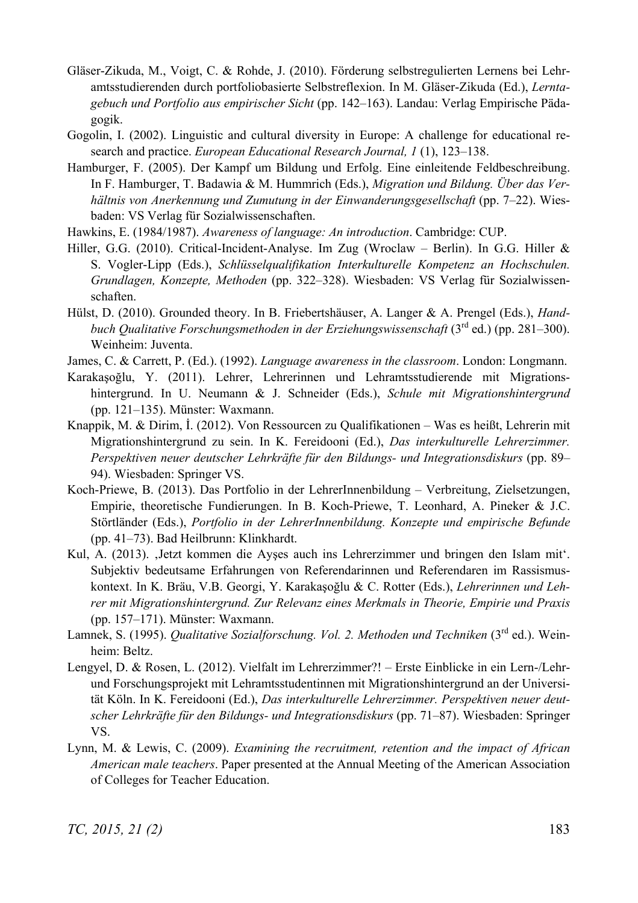Gläser-Zikuda, M., Voigt, C. & Rohde, J. (2010). Förderung selbstregulierten Lernens bei Lehramtsstudierenden durch portfoliobasierte Selbstreflexion. In M. Gläser-Zikuda (Ed.), *Lerntagebuch und Portfolio aus empirischer Sicht* (pp. 142–163). Landau: Verlag Empirische Pädagogik.

Gogolin, I. (2002). Linguistic and cultural diversity in Europe: A challenge for educational research and practice. *European Educational Research Journal, 1* (1), 123–138.

Hamburger, F. (2005). Der Kampf um Bildung und Erfolg. Eine einleitende Feldbeschreibung. In F. Hamburger, T. Badawia & M. Hummrich (Eds.), *Migration und Bildung. Über das Verhältnis von Anerkennung und Zumutung in der Einwanderungsgesellschaft* (pp. 7–22). Wiesbaden: VS Verlag für Sozialwissenschaften.

Hawkins, E. (1984/1987). *Awareness of language: An introduction*. Cambridge: CUP.

Hiller, G.G. (2010). Critical-Incident-Analyse. Im Zug (Wroclaw – Berlin). In G.G. Hiller & S. Vogler-Lipp (Eds.), *Schlüsselqualifikation Interkulturelle Kompetenz an Hochschulen. Grundlagen, Konzepte, Methoden* (pp. 322–328). Wiesbaden: VS Verlag für Sozialwissenschaften.

Hülst, D. (2010). Grounded theory. In B. Friebertshäuser, A. Langer & A. Prengel (Eds.), *Handbuch Qualitative Forschungsmethoden in der Erziehungswissenschaft* (3rd ed.) (pp. 281–300). Weinheim: Juventa.

James, C. & Carrett, P. (Ed.). (1992). *Language awareness in the classroom*. London: Longmann.

Karakaşoğlu, Y. (2011). Lehrer, Lehrerinnen und Lehramtsstudierende mit Migrationshintergrund. In U. Neumann & J. Schneider (Eds.), *Schule mit Migrationshintergrund* (pp. 121–135). Münster: Waxmann.

Knappik, M. & Dirim, İ. (2012). Von Ressourcen zu Qualifikationen – Was es heißt, Lehrerin mit Migrationshintergrund zu sein. In K. Fereidooni (Ed.), *Das interkulturelle Lehrerzimmer. Perspektiven neuer deutscher Lehrkräfte für den Bildungs- und Integrationsdiskurs* (pp. 89–94). Wiesbaden: Springer VS.

Koch-Priewe, B. (2013). Das Portfolio in der LehrerInnenbildung – Verbreitung, Zielsetzungen, Empirie, theoretische Fundierungen. In B. Koch-Priewe, T. Leonhard, A. Pineker & J.C. Störtländer (Eds.), *Portfolio in der LehrerInnenbildung. Konzepte und empirische Befunde* (pp. 41–73). Bad Heilbrunn: Klinkhardt.

Kul, A. (2013). ‚Jetzt kommen die Ayşes auch ins Lehrerzimmer und bringen den Islam mit'. Subjektiv bedeutsame Erfahrungen von Referendarinnen und Referendaren im Rassismuskontext. In K. Bräu, V.B. Georgi, Y. Karakaşoğlu & C. Rotter (Eds.), *Lehrerinnen und Lehrer mit Migrationshintergrund. Zur Relevanz eines Merkmals in Theorie, Empirie und Praxis* (pp. 157–171). Münster: Waxmann.

Lamnek, S. (1995). *Qualitative Sozialforschung. Vol. 2. Methoden und Techniken* (3rd ed.). Weinheim: Beltz.

Lengyel, D. & Rosen, L. (2012). Vielfalt im Lehrerzimmer?! – Erste Einblicke in ein Lern-/Lehr- und Forschungsprojekt mit Lehramtsstudentinnen mit Migrationshintergrund an der Universität Köln. In K. Fereidooni (Ed.), *Das interkulturelle Lehrerzimmer. Perspektiven neuer deutscher Lehrkräfte für den Bildungs- und Integrationsdiskurs* (pp. 71–87). Wiesbaden: Springer VS.

Lynn, M. & Lewis, C. (2009). *Examining the recruitment, retention and the impact of African American male teachers*. Paper presented at the Annual Meeting of the American Association of Colleges for Teacher Education.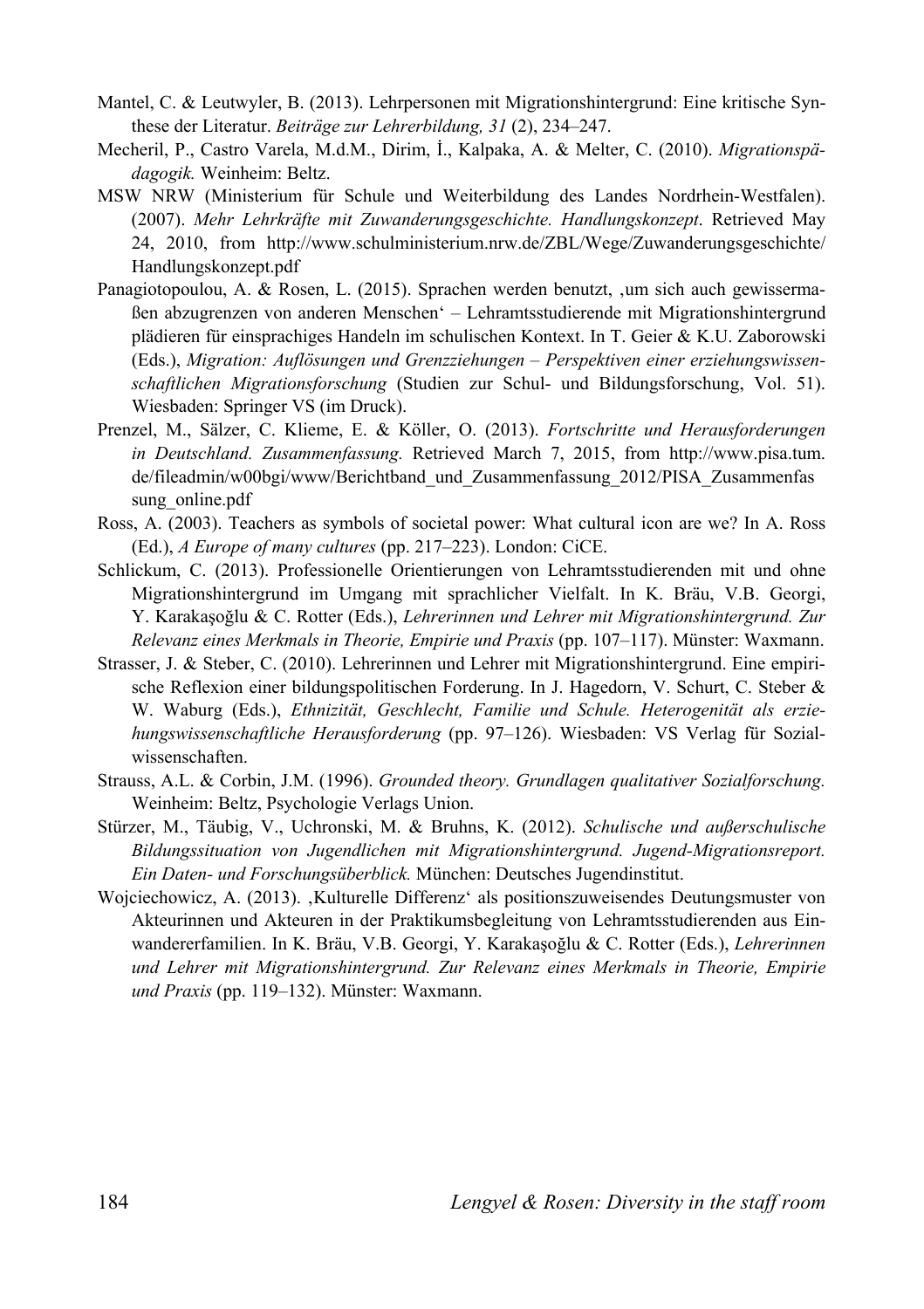Mantel, C. & Leutwyler, B. (2013). Lehrpersonen mit Migrationshintergrund: Eine kritische Synthese der Literatur. *Beiträge zur Lehrerbildung, 31* (2), 234–247.

Mecheril, P., Castro Varela, M.d.M., Dirim, İ., Kalpaka, A. & Melter, C. (2010). *Migrationspädagogik.* Weinheim: Beltz.

MSW NRW (Ministerium für Schule und Weiterbildung des Landes Nordrhein-Westfalen). (2007). *Mehr Lehrkräfte mit Zuwanderungsgeschichte. Handlungskonzept*. Retrieved May 24, 2010, from http://www.schulministerium.nrw.de/ZBL/Wege/Zuwanderungsgeschichte/Handlungskonzept.pdf

Panagiotopoulou, A. & Rosen, L. (2015). Sprachen werden benutzt, ‚um sich auch gewissermaßen abzugrenzen von anderen Menschen' – Lehramtsstudierende mit Migrationshintergrund plädieren für einsprachiges Handeln im schulischen Kontext. In T. Geier & K.U. Zaborowski (Eds.), *Migration: Auflösungen und Grenzziehungen – Perspektiven einer erziehungswissenschaftlichen Migrationsforschung* (Studien zur Schul- und Bildungsforschung, Vol. 51). Wiesbaden: Springer VS (im Druck).

Prenzel, M., Sälzer, C. Klieme, E. & Köller, O. (2013). *Fortschritte und Herausforderungen in Deutschland. Zusammenfassung.* Retrieved March 7, 2015, from http://www.pisa.tum.de/fileadmin/w00bgi/www/Berichtband_und_Zusammenfassung_2012/PISA_Zusammenfassung_online.pdf

Ross, A. (2003). Teachers as symbols of societal power: What cultural icon are we? In A. Ross (Ed.), *A Europe of many cultures* (pp. 217–223). London: CiCE.

Schlickum, C. (2013). Professionelle Orientierungen von Lehramtsstudierenden mit und ohne Migrationshintergrund im Umgang mit sprachlicher Vielfalt. In K. Bräu, V.B. Georgi, Y. Karakaşoğlu & C. Rotter (Eds.), *Lehrerinnen und Lehrer mit Migrationshintergrund. Zur Relevanz eines Merkmals in Theorie, Empirie und Praxis* (pp. 107–117). Münster: Waxmann.

Strasser, J. & Steber, C. (2010). Lehrerinnen und Lehrer mit Migrationshintergrund. Eine empirische Reflexion einer bildungspolitischen Forderung. In J. Hagedorn, V. Schurt, C. Steber & W. Waburg (Eds.), *Ethnizität, Geschlecht, Familie und Schule. Heterogenität als erziehungswissenschaftliche Herausforderung* (pp. 97–126). Wiesbaden: VS Verlag für Sozialwissenschaften.

Strauss, A.L. & Corbin, J.M. (1996). *Grounded theory. Grundlagen qualitativer Sozialforschung.* Weinheim: Beltz, Psychologie Verlags Union.

Stürzer, M., Täubig, V., Uchronski, M. & Bruhns, K. (2012). *Schulische und außerschulische Bildungssituation von Jugendlichen mit Migrationshintergrund. Jugend-Migrationsreport. Ein Daten- und Forschungsüberblick.* München: Deutsches Jugendinstitut.

Wojciechowicz, A. (2013). ‚Kulturelle Differenz' als positionszuweisendes Deutungsmuster von Akteurinnen und Akteuren in der Praktikumsbegleitung von Lehramtsstudierenden aus Einwandererfamilien. In K. Bräu, V.B. Georgi, Y. Karakaşoğlu & C. Rotter (Eds.), *Lehrerinnen und Lehrer mit Migrationshintergrund. Zur Relevanz eines Merkmals in Theorie, Empirie und Praxis* (pp. 119–132). Münster: Waxmann.